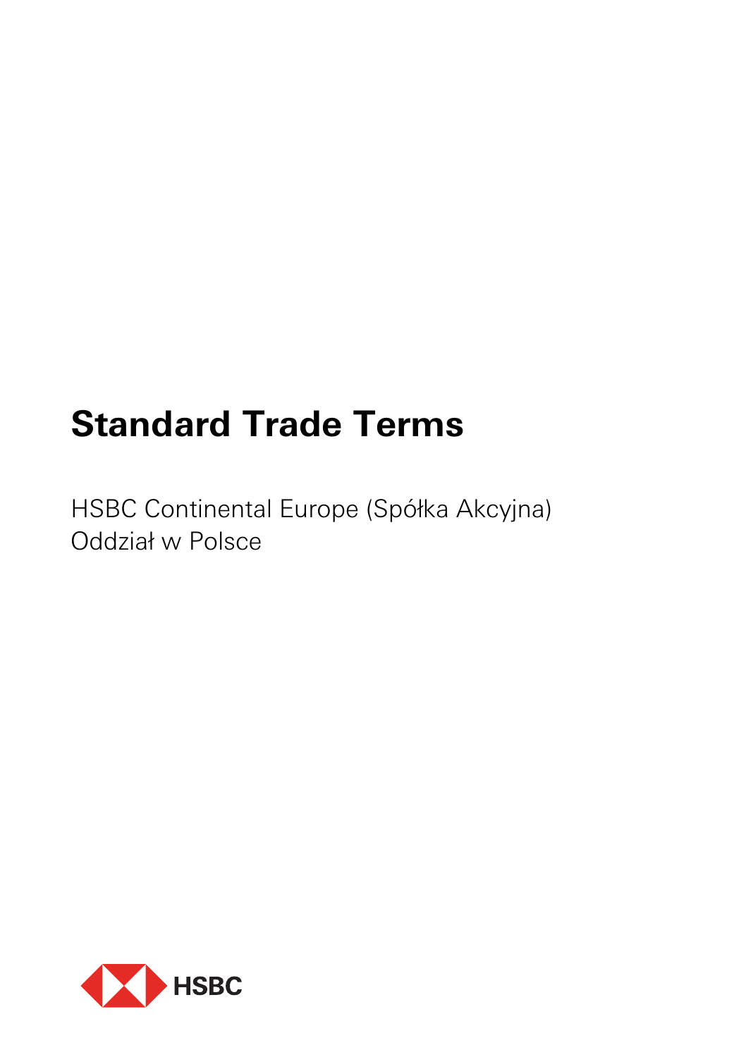# Standard Trade Terms

HSBC Continental Europe (Spółka Akcyjna)
Oddział w Polsce

HSBC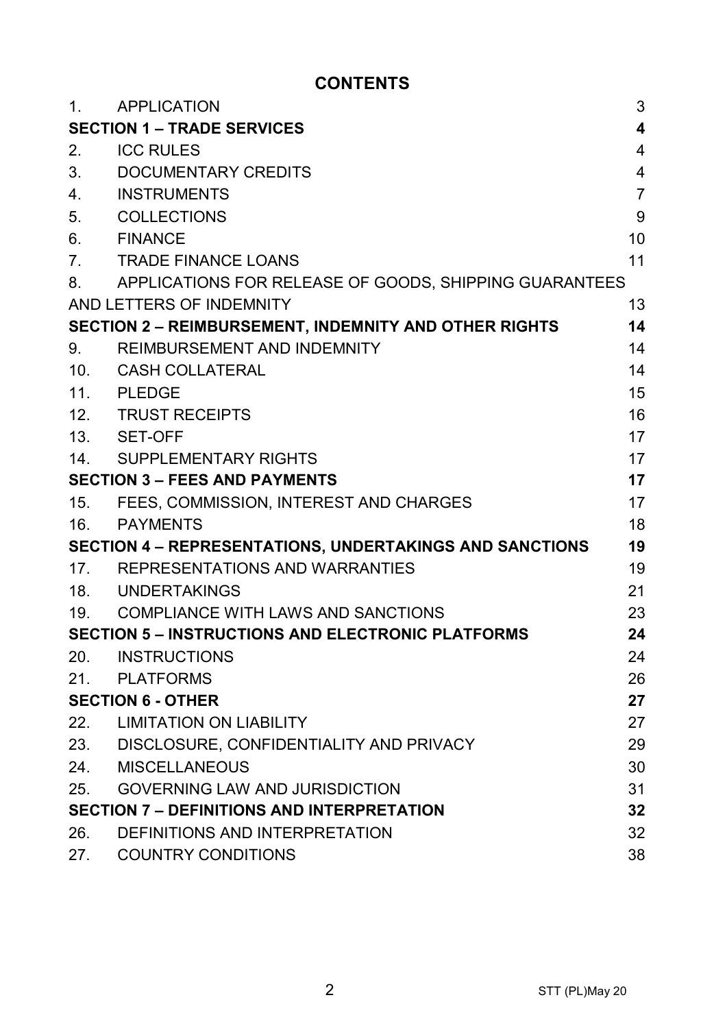# CONTENTS

| | | |
|---|---|---|
| 1. | APPLICATION | 3 |
| **SECTION 1 – TRADE SERVICES** | | **4** |
| 2. | ICC RULES | 4 |
| 3. | DOCUMENTARY CREDITS | 4 |
| 4. | INSTRUMENTS | 7 |
| 5. | COLLECTIONS | 9 |
| 6. | FINANCE | 10 |
| 7. | TRADE FINANCE LOANS | 11 |
| 8. | APPLICATIONS FOR RELEASE OF GOODS, SHIPPING GUARANTEES AND LETTERS OF INDEMNITY | 13 |
| **SECTION 2 – REIMBURSEMENT, INDEMNITY AND OTHER RIGHTS** | | **14** |
| 9. | REIMBURSEMENT AND INDEMNITY | 14 |
| 10. | CASH COLLATERAL | 14 |
| 11. | PLEDGE | 15 |
| 12. | TRUST RECEIPTS | 16 |
| 13. | SET-OFF | 17 |
| 14. | SUPPLEMENTARY RIGHTS | 17 |
| **SECTION 3 – FEES AND PAYMENTS** | | **17** |
| 15. | FEES, COMMISSION, INTEREST AND CHARGES | 17 |
| 16. | PAYMENTS | 18 |
| **SECTION 4 – REPRESENTATIONS, UNDERTAKINGS AND SANCTIONS** | | **19** |
| 17. | REPRESENTATIONS AND WARRANTIES | 19 |
| 18. | UNDERTAKINGS | 21 |
| 19. | COMPLIANCE WITH LAWS AND SANCTIONS | 23 |
| **SECTION 5 – INSTRUCTIONS AND ELECTRONIC PLATFORMS** | | **24** |
| 20. | INSTRUCTIONS | 24 |
| 21. | PLATFORMS | 26 |
| **SECTION 6 - OTHER** | | **27** |
| 22. | LIMITATION ON LIABILITY | 27 |
| 23. | DISCLOSURE, CONFIDENTIALITY AND PRIVACY | 29 |
| 24. | MISCELLANEOUS | 30 |
| 25. | GOVERNING LAW AND JURISDICTION | 31 |
| **SECTION 7 – DEFINITIONS AND INTERPRETATION** | | **32** |
| 26. | DEFINITIONS AND INTERPRETATION | 32 |
| 27. | COUNTRY CONDITIONS | 38 |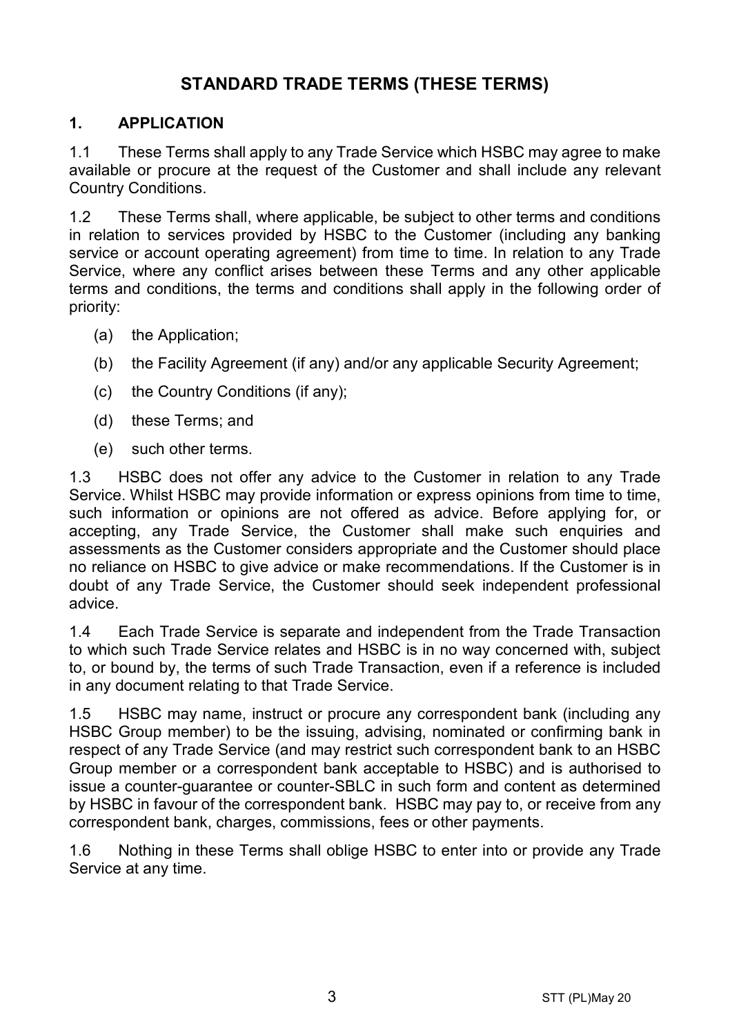# STANDARD TRADE TERMS (THESE TERMS)

## 1. APPLICATION

1.1 These Terms shall apply to any Trade Service which HSBC may agree to make available or procure at the request of the Customer and shall include any relevant Country Conditions.

1.2 These Terms shall, where applicable, be subject to other terms and conditions in relation to services provided by HSBC to the Customer (including any banking service or account operating agreement) from time to time. In relation to any Trade Service, where any conflict arises between these Terms and any other applicable terms and conditions, the terms and conditions shall apply in the following order of priority:

(a) the Application;

(b) the Facility Agreement (if any) and/or any applicable Security Agreement;

(c) the Country Conditions (if any);

(d) these Terms; and

(e) such other terms.

1.3 HSBC does not offer any advice to the Customer in relation to any Trade Service. Whilst HSBC may provide information or express opinions from time to time, such information or opinions are not offered as advice. Before applying for, or accepting, any Trade Service, the Customer shall make such enquiries and assessments as the Customer considers appropriate and the Customer should place no reliance on HSBC to give advice or make recommendations. If the Customer is in doubt of any Trade Service, the Customer should seek independent professional advice.

1.4 Each Trade Service is separate and independent from the Trade Transaction to which such Trade Service relates and HSBC is in no way concerned with, subject to, or bound by, the terms of such Trade Transaction, even if a reference is included in any document relating to that Trade Service.

1.5 HSBC may name, instruct or procure any correspondent bank (including any HSBC Group member) to be the issuing, advising, nominated or confirming bank in respect of any Trade Service (and may restrict such correspondent bank to an HSBC Group member or a correspondent bank acceptable to HSBC) and is authorised to issue a counter-guarantee or counter-SBLC in such form and content as determined by HSBC in favour of the correspondent bank. HSBC may pay to, or receive from any correspondent bank, charges, commissions, fees or other payments.

1.6 Nothing in these Terms shall oblige HSBC to enter into or provide any Trade Service at any time.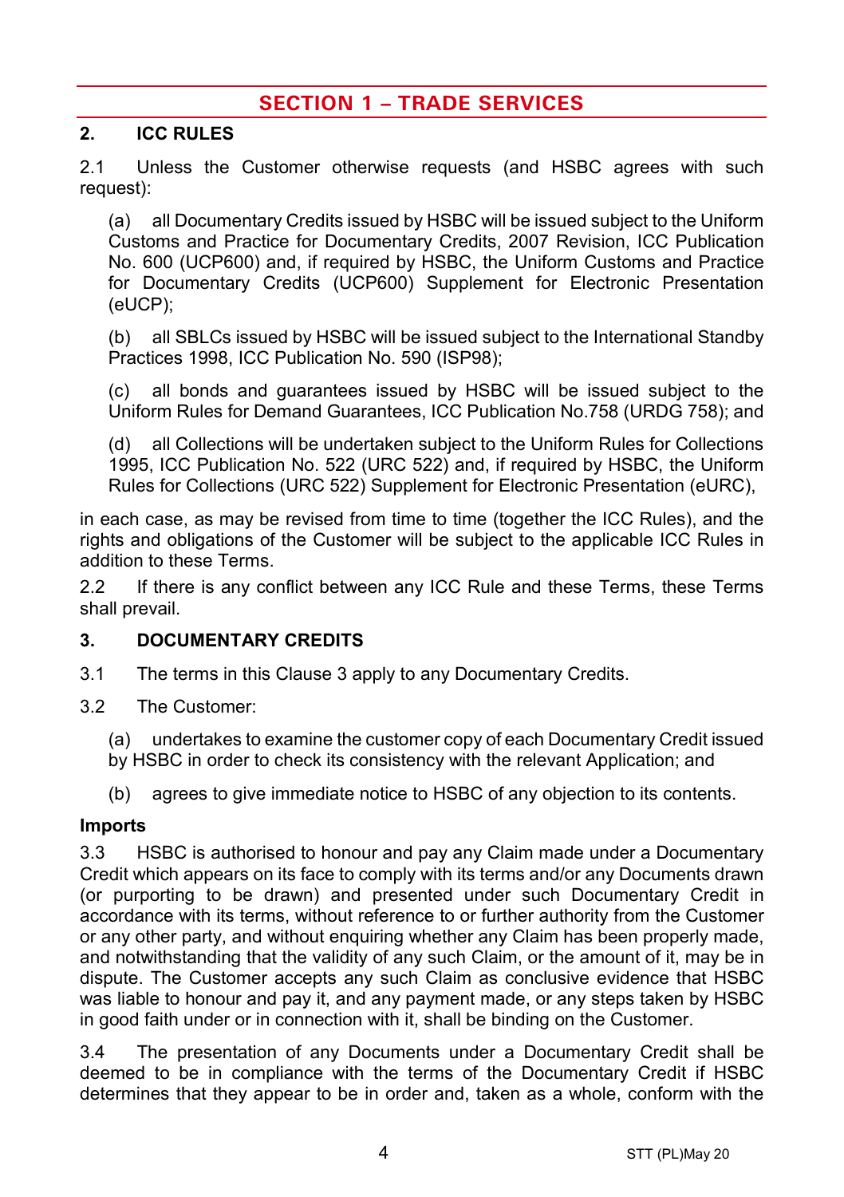# SECTION 1 – TRADE SERVICES

## 2. ICC RULES

2.1 Unless the Customer otherwise requests (and HSBC agrees with such request):

(a) all Documentary Credits issued by HSBC will be issued subject to the Uniform Customs and Practice for Documentary Credits, 2007 Revision, ICC Publication No. 600 (UCP600) and, if required by HSBC, the Uniform Customs and Practice for Documentary Credits (UCP600) Supplement for Electronic Presentation (eUCP);

(b) all SBLCs issued by HSBC will be issued subject to the International Standby Practices 1998, ICC Publication No. 590 (ISP98);

(c) all bonds and guarantees issued by HSBC will be issued subject to the Uniform Rules for Demand Guarantees, ICC Publication No.758 (URDG 758); and

(d) all Collections will be undertaken subject to the Uniform Rules for Collections 1995, ICC Publication No. 522 (URC 522) and, if required by HSBC, the Uniform Rules for Collections (URC 522) Supplement for Electronic Presentation (eURC),

in each case, as may be revised from time to time (together the ICC Rules), and the rights and obligations of the Customer will be subject to the applicable ICC Rules in addition to these Terms.

2.2 If there is any conflict between any ICC Rule and these Terms, these Terms shall prevail.

## 3. DOCUMENTARY CREDITS

3.1 The terms in this Clause 3 apply to any Documentary Credits.

3.2 The Customer:

(a) undertakes to examine the customer copy of each Documentary Credit issued by HSBC in order to check its consistency with the relevant Application; and

(b) agrees to give immediate notice to HSBC of any objection to its contents.

**Imports**

3.3 HSBC is authorised to honour and pay any Claim made under a Documentary Credit which appears on its face to comply with its terms and/or any Documents drawn (or purporting to be drawn) and presented under such Documentary Credit in accordance with its terms, without reference to or further authority from the Customer or any other party, and without enquiring whether any Claim has been properly made, and notwithstanding that the validity of any such Claim, or the amount of it, may be in dispute. The Customer accepts any such Claim as conclusive evidence that HSBC was liable to honour and pay it, and any payment made, or any steps taken by HSBC in good faith under or in connection with it, shall be binding on the Customer.

3.4 The presentation of any Documents under a Documentary Credit shall be deemed to be in compliance with the terms of the Documentary Credit if HSBC determines that they appear to be in order and, taken as a whole, conform with the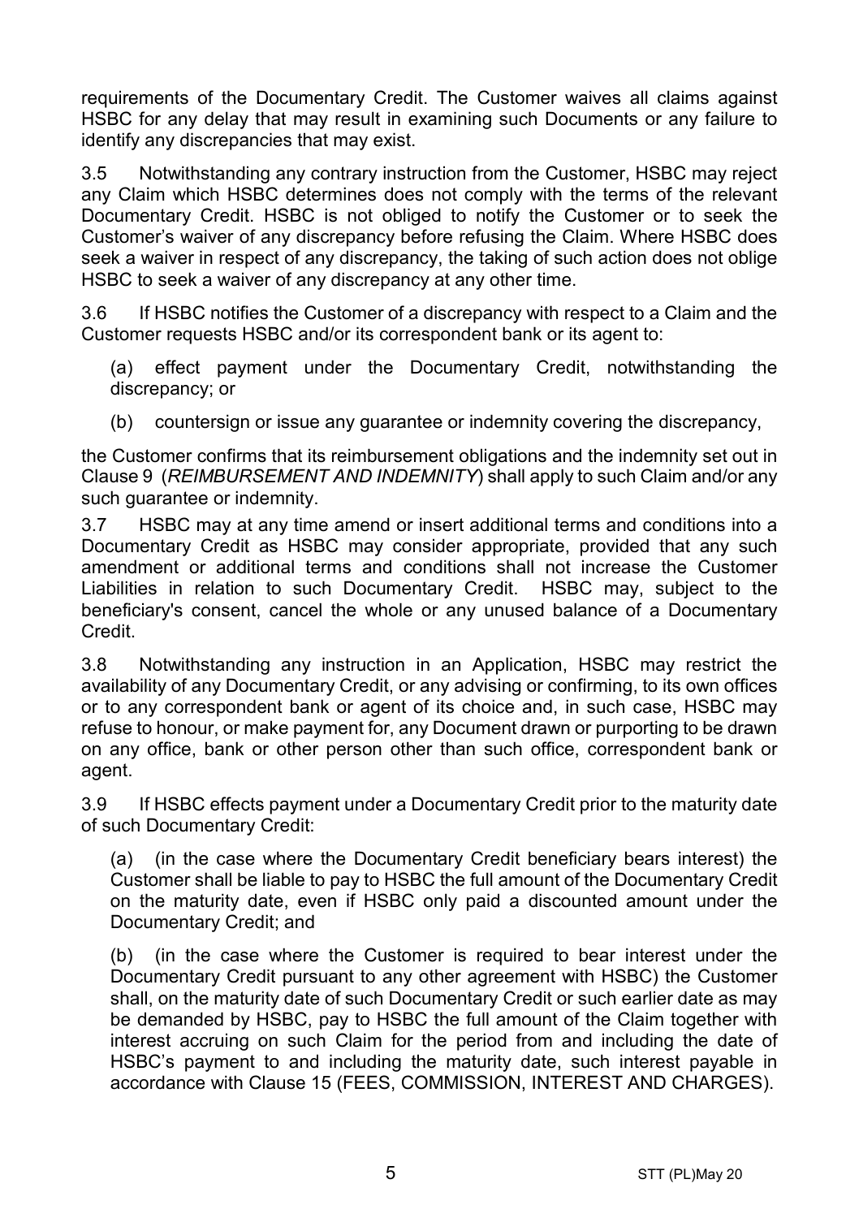requirements of the Documentary Credit. The Customer waives all claims against HSBC for any delay that may result in examining such Documents or any failure to identify any discrepancies that may exist.

3.5 Notwithstanding any contrary instruction from the Customer, HSBC may reject any Claim which HSBC determines does not comply with the terms of the relevant Documentary Credit. HSBC is not obliged to notify the Customer or to seek the Customer's waiver of any discrepancy before refusing the Claim. Where HSBC does seek a waiver in respect of any discrepancy, the taking of such action does not oblige HSBC to seek a waiver of any discrepancy at any other time.

3.6 If HSBC notifies the Customer of a discrepancy with respect to a Claim and the Customer requests HSBC and/or its correspondent bank or its agent to:

(a) effect payment under the Documentary Credit, notwithstanding the discrepancy; or

(b) countersign or issue any guarantee or indemnity covering the discrepancy,

the Customer confirms that its reimbursement obligations and the indemnity set out in Clause 9 (*REIMBURSEMENT AND INDEMNITY*) shall apply to such Claim and/or any such guarantee or indemnity.

3.7 HSBC may at any time amend or insert additional terms and conditions into a Documentary Credit as HSBC may consider appropriate, provided that any such amendment or additional terms and conditions shall not increase the Customer Liabilities in relation to such Documentary Credit. HSBC may, subject to the beneficiary's consent, cancel the whole or any unused balance of a Documentary Credit.

3.8 Notwithstanding any instruction in an Application, HSBC may restrict the availability of any Documentary Credit, or any advising or confirming, to its own offices or to any correspondent bank or agent of its choice and, in such case, HSBC may refuse to honour, or make payment for, any Document drawn or purporting to be drawn on any office, bank or other person other than such office, correspondent bank or agent.

3.9 If HSBC effects payment under a Documentary Credit prior to the maturity date of such Documentary Credit:

(a) (in the case where the Documentary Credit beneficiary bears interest) the Customer shall be liable to pay to HSBC the full amount of the Documentary Credit on the maturity date, even if HSBC only paid a discounted amount under the Documentary Credit; and

(b) (in the case where the Customer is required to bear interest under the Documentary Credit pursuant to any other agreement with HSBC) the Customer shall, on the maturity date of such Documentary Credit or such earlier date as may be demanded by HSBC, pay to HSBC the full amount of the Claim together with interest accruing on such Claim for the period from and including the date of HSBC's payment to and including the maturity date, such interest payable in accordance with Clause 15 (FEES, COMMISSION, INTEREST AND CHARGES).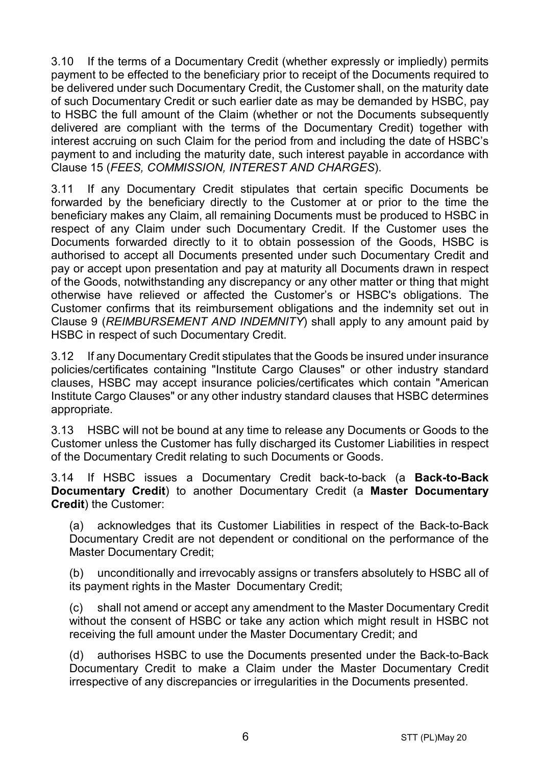3.10 If the terms of a Documentary Credit (whether expressly or impliedly) permits payment to be effected to the beneficiary prior to receipt of the Documents required to be delivered under such Documentary Credit, the Customer shall, on the maturity date of such Documentary Credit or such earlier date as may be demanded by HSBC, pay to HSBC the full amount of the Claim (whether or not the Documents subsequently delivered are compliant with the terms of the Documentary Credit) together with interest accruing on such Claim for the period from and including the date of HSBC's payment to and including the maturity date, such interest payable in accordance with Clause 15 (*FEES, COMMISSION, INTEREST AND CHARGES*).

3.11 If any Documentary Credit stipulates that certain specific Documents be forwarded by the beneficiary directly to the Customer at or prior to the time the beneficiary makes any Claim, all remaining Documents must be produced to HSBC in respect of any Claim under such Documentary Credit. If the Customer uses the Documents forwarded directly to it to obtain possession of the Goods, HSBC is authorised to accept all Documents presented under such Documentary Credit and pay or accept upon presentation and pay at maturity all Documents drawn in respect of the Goods, notwithstanding any discrepancy or any other matter or thing that might otherwise have relieved or affected the Customer's or HSBC's obligations. The Customer confirms that its reimbursement obligations and the indemnity set out in Clause 9 (*REIMBURSEMENT AND INDEMNITY*) shall apply to any amount paid by HSBC in respect of such Documentary Credit.

3.12 If any Documentary Credit stipulates that the Goods be insured under insurance policies/certificates containing "Institute Cargo Clauses" or other industry standard clauses, HSBC may accept insurance policies/certificates which contain "American Institute Cargo Clauses" or any other industry standard clauses that HSBC determines appropriate.

3.13 HSBC will not be bound at any time to release any Documents or Goods to the Customer unless the Customer has fully discharged its Customer Liabilities in respect of the Documentary Credit relating to such Documents or Goods.

3.14 If HSBC issues a Documentary Credit back-to-back (a **Back-to-Back Documentary Credit**) to another Documentary Credit (a **Master Documentary Credit**) the Customer:

(a) acknowledges that its Customer Liabilities in respect of the Back-to-Back Documentary Credit are not dependent or conditional on the performance of the Master Documentary Credit;

(b) unconditionally and irrevocably assigns or transfers absolutely to HSBC all of its payment rights in the Master Documentary Credit;

(c) shall not amend or accept any amendment to the Master Documentary Credit without the consent of HSBC or take any action which might result in HSBC not receiving the full amount under the Master Documentary Credit; and

(d) authorises HSBC to use the Documents presented under the Back-to-Back Documentary Credit to make a Claim under the Master Documentary Credit irrespective of any discrepancies or irregularities in the Documents presented.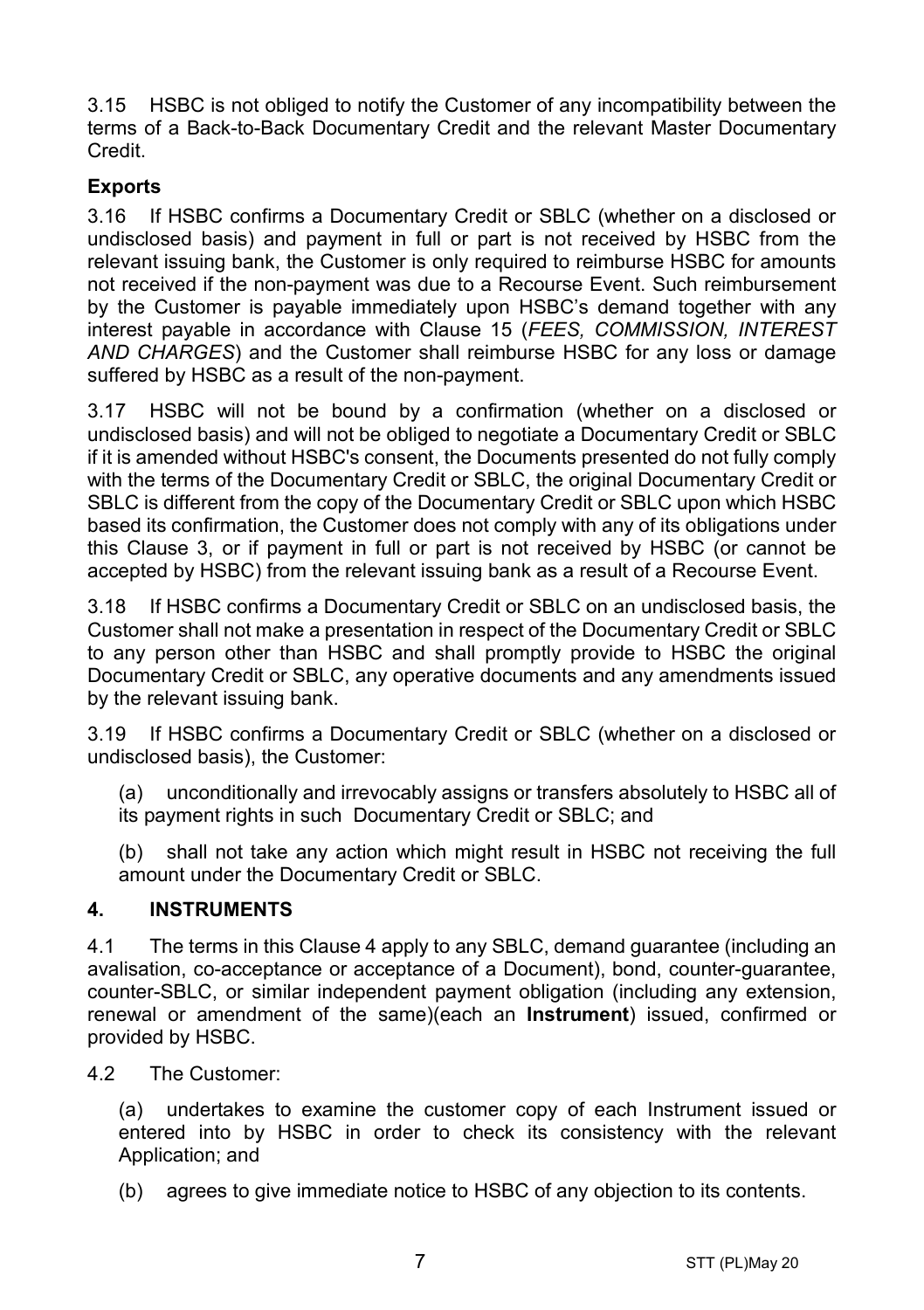3.15 HSBC is not obliged to notify the Customer of any incompatibility between the terms of a Back-to-Back Documentary Credit and the relevant Master Documentary Credit.

**Exports**

3.16 If HSBC confirms a Documentary Credit or SBLC (whether on a disclosed or undisclosed basis) and payment in full or part is not received by HSBC from the relevant issuing bank, the Customer is only required to reimburse HSBC for amounts not received if the non-payment was due to a Recourse Event. Such reimbursement by the Customer is payable immediately upon HSBC's demand together with any interest payable in accordance with Clause 15 (*FEES, COMMISSION, INTEREST AND CHARGES*) and the Customer shall reimburse HSBC for any loss or damage suffered by HSBC as a result of the non-payment.

3.17 HSBC will not be bound by a confirmation (whether on a disclosed or undisclosed basis) and will not be obliged to negotiate a Documentary Credit or SBLC if it is amended without HSBC's consent, the Documents presented do not fully comply with the terms of the Documentary Credit or SBLC, the original Documentary Credit or SBLC is different from the copy of the Documentary Credit or SBLC upon which HSBC based its confirmation, the Customer does not comply with any of its obligations under this Clause 3, or if payment in full or part is not received by HSBC (or cannot be accepted by HSBC) from the relevant issuing bank as a result of a Recourse Event.

3.18 If HSBC confirms a Documentary Credit or SBLC on an undisclosed basis, the Customer shall not make a presentation in respect of the Documentary Credit or SBLC to any person other than HSBC and shall promptly provide to HSBC the original Documentary Credit or SBLC, any operative documents and any amendments issued by the relevant issuing bank.

3.19 If HSBC confirms a Documentary Credit or SBLC (whether on a disclosed or undisclosed basis), the Customer:

(a) unconditionally and irrevocably assigns or transfers absolutely to HSBC all of its payment rights in such Documentary Credit or SBLC; and

(b) shall not take any action which might result in HSBC not receiving the full amount under the Documentary Credit or SBLC.

## 4. INSTRUMENTS

4.1 The terms in this Clause 4 apply to any SBLC, demand guarantee (including an avalisation, co-acceptance or acceptance of a Document), bond, counter-guarantee, counter-SBLC, or similar independent payment obligation (including any extension, renewal or amendment of the same)(each an **Instrument**) issued, confirmed or provided by HSBC.

4.2 The Customer:

(a) undertakes to examine the customer copy of each Instrument issued or entered into by HSBC in order to check its consistency with the relevant Application; and

(b) agrees to give immediate notice to HSBC of any objection to its contents.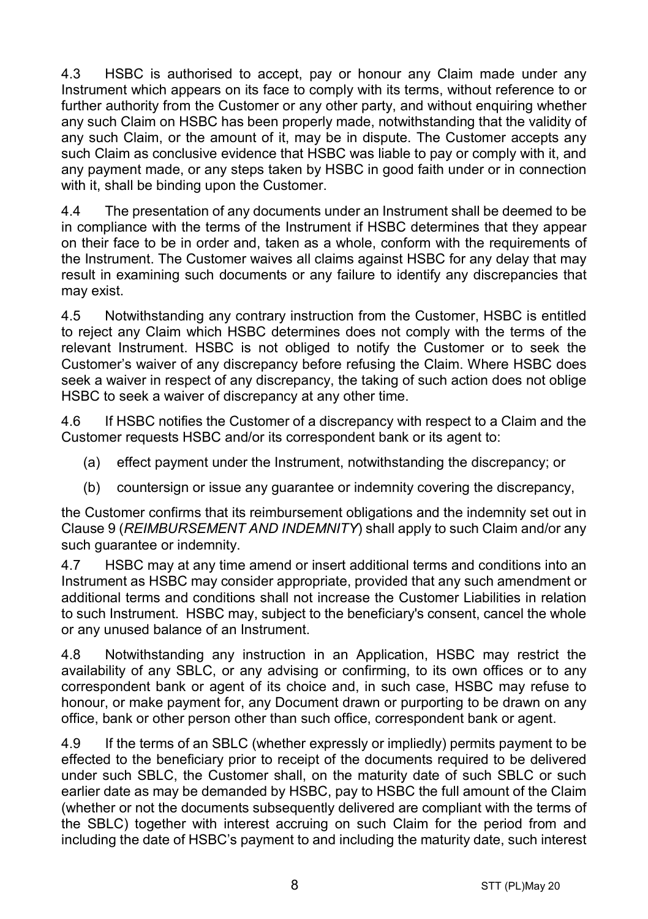4.3 HSBC is authorised to accept, pay or honour any Claim made under any Instrument which appears on its face to comply with its terms, without reference to or further authority from the Customer or any other party, and without enquiring whether any such Claim on HSBC has been properly made, notwithstanding that the validity of any such Claim, or the amount of it, may be in dispute. The Customer accepts any such Claim as conclusive evidence that HSBC was liable to pay or comply with it, and any payment made, or any steps taken by HSBC in good faith under or in connection with it, shall be binding upon the Customer.

4.4 The presentation of any documents under an Instrument shall be deemed to be in compliance with the terms of the Instrument if HSBC determines that they appear on their face to be in order and, taken as a whole, conform with the requirements of the Instrument. The Customer waives all claims against HSBC for any delay that may result in examining such documents or any failure to identify any discrepancies that may exist.

4.5 Notwithstanding any contrary instruction from the Customer, HSBC is entitled to reject any Claim which HSBC determines does not comply with the terms of the relevant Instrument. HSBC is not obliged to notify the Customer or to seek the Customer's waiver of any discrepancy before refusing the Claim. Where HSBC does seek a waiver in respect of any discrepancy, the taking of such action does not oblige HSBC to seek a waiver of discrepancy at any other time.

4.6 If HSBC notifies the Customer of a discrepancy with respect to a Claim and the Customer requests HSBC and/or its correspondent bank or its agent to:

(a) effect payment under the Instrument, notwithstanding the discrepancy; or

(b) countersign or issue any guarantee or indemnity covering the discrepancy,

the Customer confirms that its reimbursement obligations and the indemnity set out in Clause 9 (*REIMBURSEMENT AND INDEMNITY*) shall apply to such Claim and/or any such guarantee or indemnity.

4.7 HSBC may at any time amend or insert additional terms and conditions into an Instrument as HSBC may consider appropriate, provided that any such amendment or additional terms and conditions shall not increase the Customer Liabilities in relation to such Instrument. HSBC may, subject to the beneficiary's consent, cancel the whole or any unused balance of an Instrument.

4.8 Notwithstanding any instruction in an Application, HSBC may restrict the availability of any SBLC, or any advising or confirming, to its own offices or to any correspondent bank or agent of its choice and, in such case, HSBC may refuse to honour, or make payment for, any Document drawn or purporting to be drawn on any office, bank or other person other than such office, correspondent bank or agent.

4.9 If the terms of an SBLC (whether expressly or impliedly) permits payment to be effected to the beneficiary prior to receipt of the documents required to be delivered under such SBLC, the Customer shall, on the maturity date of such SBLC or such earlier date as may be demanded by HSBC, pay to HSBC the full amount of the Claim (whether or not the documents subsequently delivered are compliant with the terms of the SBLC) together with interest accruing on such Claim for the period from and including the date of HSBC's payment to and including the maturity date, such interest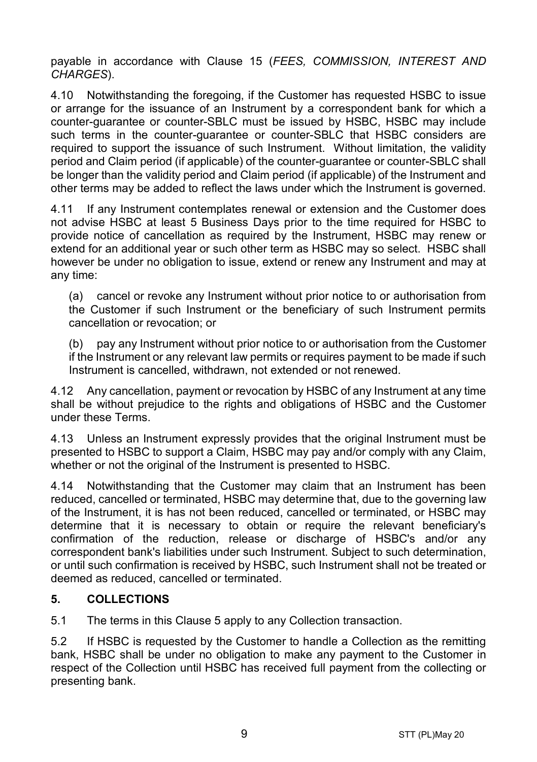payable in accordance with Clause 15 (*FEES, COMMISSION, INTEREST AND CHARGES*).

4.10 Notwithstanding the foregoing, if the Customer has requested HSBC to issue or arrange for the issuance of an Instrument by a correspondent bank for which a counter-guarantee or counter-SBLC must be issued by HSBC, HSBC may include such terms in the counter-guarantee or counter-SBLC that HSBC considers are required to support the issuance of such Instrument. Without limitation, the validity period and Claim period (if applicable) of the counter-guarantee or counter-SBLC shall be longer than the validity period and Claim period (if applicable) of the Instrument and other terms may be added to reflect the laws under which the Instrument is governed.

4.11 If any Instrument contemplates renewal or extension and the Customer does not advise HSBC at least 5 Business Days prior to the time required for HSBC to provide notice of cancellation as required by the Instrument, HSBC may renew or extend for an additional year or such other term as HSBC may so select. HSBC shall however be under no obligation to issue, extend or renew any Instrument and may at any time:

(a) cancel or revoke any Instrument without prior notice to or authorisation from the Customer if such Instrument or the beneficiary of such Instrument permits cancellation or revocation; or

(b) pay any Instrument without prior notice to or authorisation from the Customer if the Instrument or any relevant law permits or requires payment to be made if such Instrument is cancelled, withdrawn, not extended or not renewed.

4.12 Any cancellation, payment or revocation by HSBC of any Instrument at any time shall be without prejudice to the rights and obligations of HSBC and the Customer under these Terms.

4.13 Unless an Instrument expressly provides that the original Instrument must be presented to HSBC to support a Claim, HSBC may pay and/or comply with any Claim, whether or not the original of the Instrument is presented to HSBC.

4.14 Notwithstanding that the Customer may claim that an Instrument has been reduced, cancelled or terminated, HSBC may determine that, due to the governing law of the Instrument, it is has not been reduced, cancelled or terminated, or HSBC may determine that it is necessary to obtain or require the relevant beneficiary's confirmation of the reduction, release or discharge of HSBC's and/or any correspondent bank's liabilities under such Instrument. Subject to such determination, or until such confirmation is received by HSBC, such Instrument shall not be treated or deemed as reduced, cancelled or terminated.

## 5. COLLECTIONS

5.1 The terms in this Clause 5 apply to any Collection transaction.

5.2 If HSBC is requested by the Customer to handle a Collection as the remitting bank, HSBC shall be under no obligation to make any payment to the Customer in respect of the Collection until HSBC has received full payment from the collecting or presenting bank.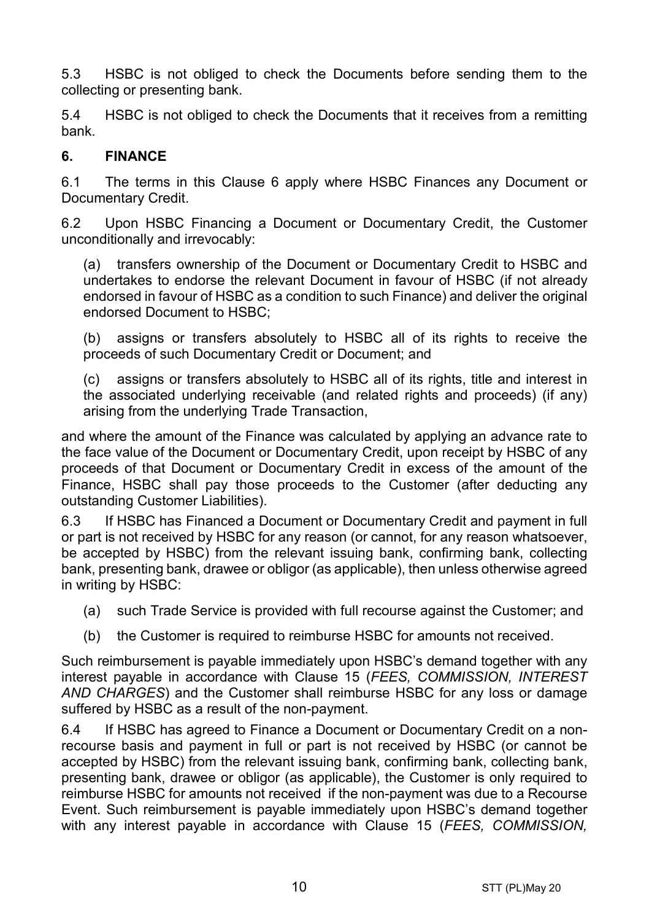5.3 HSBC is not obliged to check the Documents before sending them to the collecting or presenting bank.

5.4 HSBC is not obliged to check the Documents that it receives from a remitting bank.

## 6. FINANCE

6.1 The terms in this Clause 6 apply where HSBC Finances any Document or Documentary Credit.

6.2 Upon HSBC Financing a Document or Documentary Credit, the Customer unconditionally and irrevocably:

(a) transfers ownership of the Document or Documentary Credit to HSBC and undertakes to endorse the relevant Document in favour of HSBC (if not already endorsed in favour of HSBC as a condition to such Finance) and deliver the original endorsed Document to HSBC;

(b) assigns or transfers absolutely to HSBC all of its rights to receive the proceeds of such Documentary Credit or Document; and

(c) assigns or transfers absolutely to HSBC all of its rights, title and interest in the associated underlying receivable (and related rights and proceeds) (if any) arising from the underlying Trade Transaction,

and where the amount of the Finance was calculated by applying an advance rate to the face value of the Document or Documentary Credit, upon receipt by HSBC of any proceeds of that Document or Documentary Credit in excess of the amount of the Finance, HSBC shall pay those proceeds to the Customer (after deducting any outstanding Customer Liabilities).

6.3 If HSBC has Financed a Document or Documentary Credit and payment in full or part is not received by HSBC for any reason (or cannot, for any reason whatsoever, be accepted by HSBC) from the relevant issuing bank, confirming bank, collecting bank, presenting bank, drawee or obligor (as applicable), then unless otherwise agreed in writing by HSBC:

(a) such Trade Service is provided with full recourse against the Customer; and

(b) the Customer is required to reimburse HSBC for amounts not received.

Such reimbursement is payable immediately upon HSBC's demand together with any interest payable in accordance with Clause 15 (*FEES, COMMISSION, INTEREST AND CHARGES*) and the Customer shall reimburse HSBC for any loss or damage suffered by HSBC as a result of the non-payment.

6.4 If HSBC has agreed to Finance a Document or Documentary Credit on a non-recourse basis and payment in full or part is not received by HSBC (or cannot be accepted by HSBC) from the relevant issuing bank, confirming bank, collecting bank, presenting bank, drawee or obligor (as applicable), the Customer is only required to reimburse HSBC for amounts not received if the non-payment was due to a Recourse Event. Such reimbursement is payable immediately upon HSBC's demand together with any interest payable in accordance with Clause 15 (*FEES, COMMISSION,*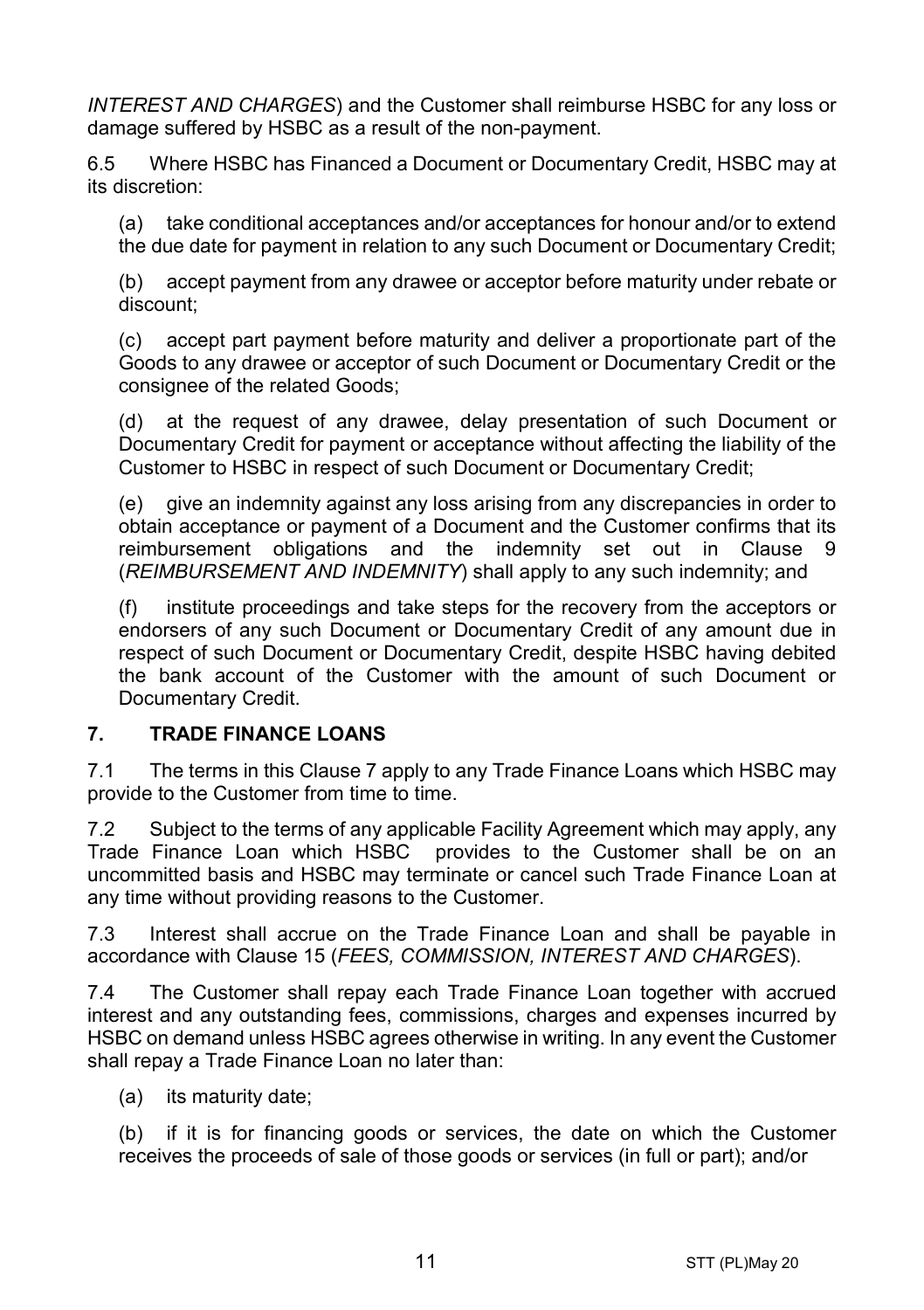*INTEREST AND CHARGES*) and the Customer shall reimburse HSBC for any loss or damage suffered by HSBC as a result of the non-payment.

6.5 Where HSBC has Financed a Document or Documentary Credit, HSBC may at its discretion:

(a) take conditional acceptances and/or acceptances for honour and/or to extend the due date for payment in relation to any such Document or Documentary Credit;

(b) accept payment from any drawee or acceptor before maturity under rebate or discount;

(c) accept part payment before maturity and deliver a proportionate part of the Goods to any drawee or acceptor of such Document or Documentary Credit or the consignee of the related Goods;

(d) at the request of any drawee, delay presentation of such Document or Documentary Credit for payment or acceptance without affecting the liability of the Customer to HSBC in respect of such Document or Documentary Credit;

(e) give an indemnity against any loss arising from any discrepancies in order to obtain acceptance or payment of a Document and the Customer confirms that its reimbursement obligations and the indemnity set out in Clause 9 (*REIMBURSEMENT AND INDEMNITY*) shall apply to any such indemnity; and

(f) institute proceedings and take steps for the recovery from the acceptors or endorsers of any such Document or Documentary Credit of any amount due in respect of such Document or Documentary Credit, despite HSBC having debited the bank account of the Customer with the amount of such Document or Documentary Credit.

## 7. TRADE FINANCE LOANS

7.1 The terms in this Clause 7 apply to any Trade Finance Loans which HSBC may provide to the Customer from time to time.

7.2 Subject to the terms of any applicable Facility Agreement which may apply, any Trade Finance Loan which HSBC provides to the Customer shall be on an uncommitted basis and HSBC may terminate or cancel such Trade Finance Loan at any time without providing reasons to the Customer.

7.3 Interest shall accrue on the Trade Finance Loan and shall be payable in accordance with Clause 15 (*FEES, COMMISSION, INTEREST AND CHARGES*).

7.4 The Customer shall repay each Trade Finance Loan together with accrued interest and any outstanding fees, commissions, charges and expenses incurred by HSBC on demand unless HSBC agrees otherwise in writing. In any event the Customer shall repay a Trade Finance Loan no later than:

(a) its maturity date;

(b) if it is for financing goods or services, the date on which the Customer receives the proceeds of sale of those goods or services (in full or part); and/or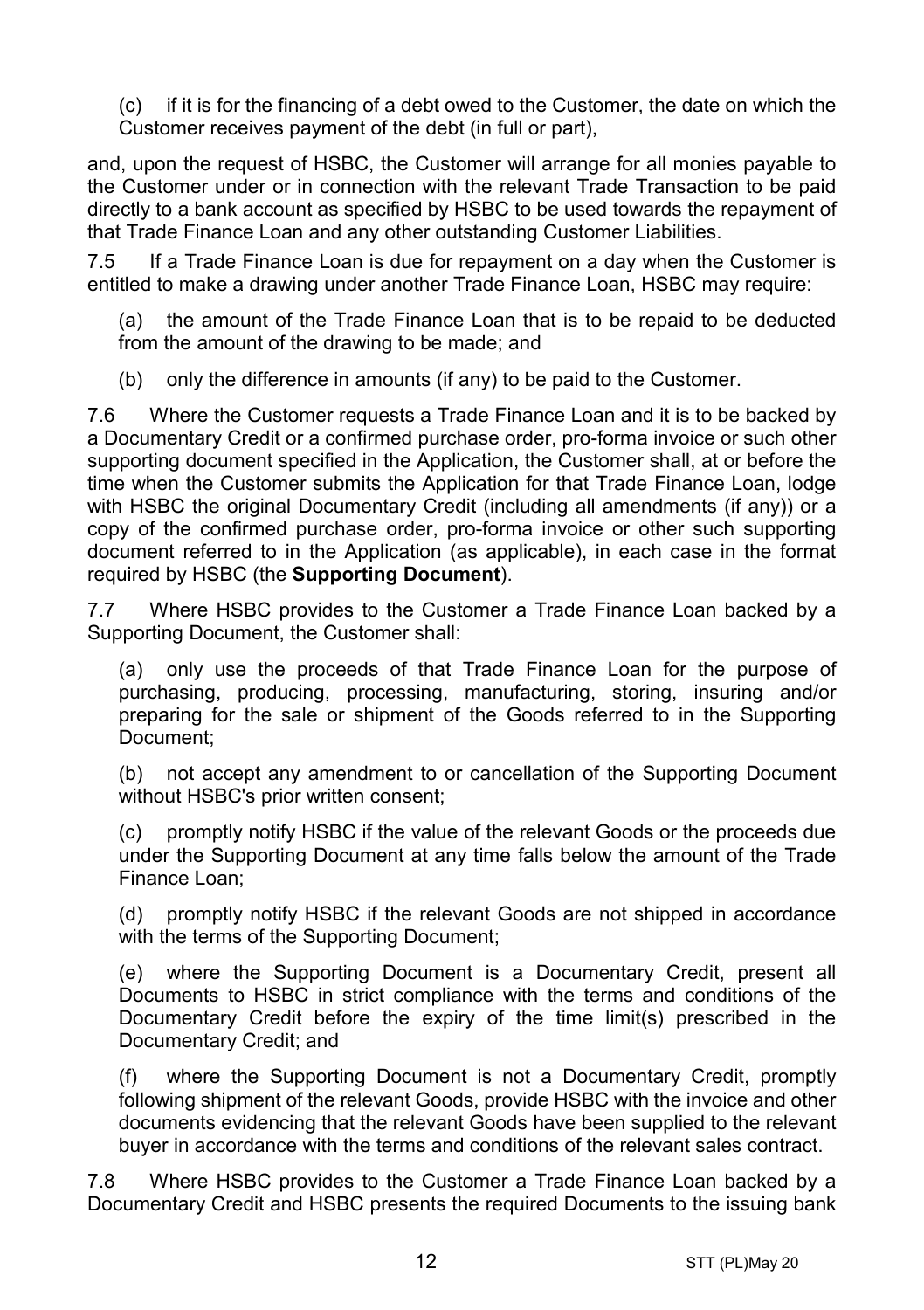(c) if it is for the financing of a debt owed to the Customer, the date on which the Customer receives payment of the debt (in full or part),

and, upon the request of HSBC, the Customer will arrange for all monies payable to the Customer under or in connection with the relevant Trade Transaction to be paid directly to a bank account as specified by HSBC to be used towards the repayment of that Trade Finance Loan and any other outstanding Customer Liabilities.

7.5 If a Trade Finance Loan is due for repayment on a day when the Customer is entitled to make a drawing under another Trade Finance Loan, HSBC may require:

(a) the amount of the Trade Finance Loan that is to be repaid to be deducted from the amount of the drawing to be made; and

(b) only the difference in amounts (if any) to be paid to the Customer.

7.6 Where the Customer requests a Trade Finance Loan and it is to be backed by a Documentary Credit or a confirmed purchase order, pro-forma invoice or such other supporting document specified in the Application, the Customer shall, at or before the time when the Customer submits the Application for that Trade Finance Loan, lodge with HSBC the original Documentary Credit (including all amendments (if any)) or a copy of the confirmed purchase order, pro-forma invoice or other such supporting document referred to in the Application (as applicable), in each case in the format required by HSBC (the **Supporting Document**).

7.7 Where HSBC provides to the Customer a Trade Finance Loan backed by a Supporting Document, the Customer shall:

(a) only use the proceeds of that Trade Finance Loan for the purpose of purchasing, producing, processing, manufacturing, storing, insuring and/or preparing for the sale or shipment of the Goods referred to in the Supporting Document;

(b) not accept any amendment to or cancellation of the Supporting Document without HSBC's prior written consent;

(c) promptly notify HSBC if the value of the relevant Goods or the proceeds due under the Supporting Document at any time falls below the amount of the Trade Finance Loan;

(d) promptly notify HSBC if the relevant Goods are not shipped in accordance with the terms of the Supporting Document;

(e) where the Supporting Document is a Documentary Credit, present all Documents to HSBC in strict compliance with the terms and conditions of the Documentary Credit before the expiry of the time limit(s) prescribed in the Documentary Credit; and

(f) where the Supporting Document is not a Documentary Credit, promptly following shipment of the relevant Goods, provide HSBC with the invoice and other documents evidencing that the relevant Goods have been supplied to the relevant buyer in accordance with the terms and conditions of the relevant sales contract.

7.8 Where HSBC provides to the Customer a Trade Finance Loan backed by a Documentary Credit and HSBC presents the required Documents to the issuing bank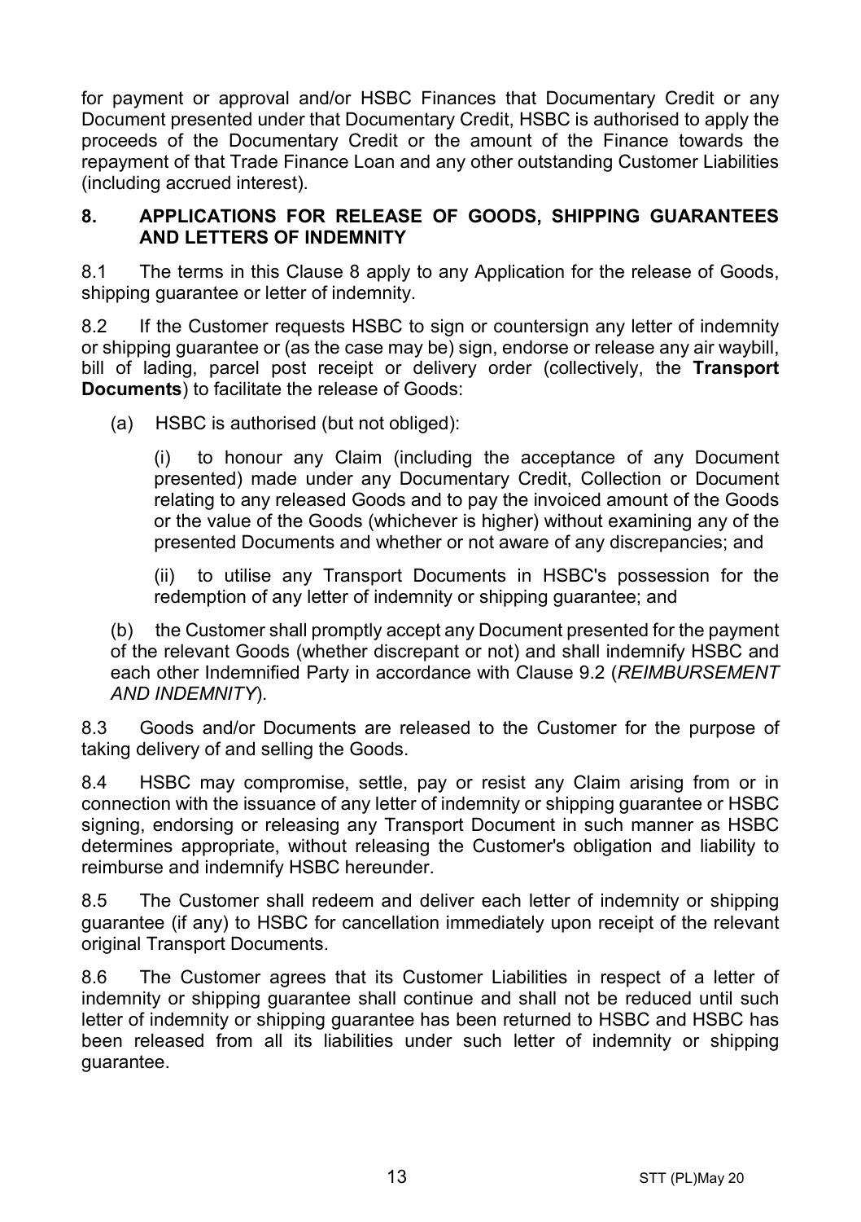for payment or approval and/or HSBC Finances that Documentary Credit or any Document presented under that Documentary Credit, HSBC is authorised to apply the proceeds of the Documentary Credit or the amount of the Finance towards the repayment of that Trade Finance Loan and any other outstanding Customer Liabilities (including accrued interest).

## 8. APPLICATIONS FOR RELEASE OF GOODS, SHIPPING GUARANTEES AND LETTERS OF INDEMNITY

8.1 The terms in this Clause 8 apply to any Application for the release of Goods, shipping guarantee or letter of indemnity.

8.2 If the Customer requests HSBC to sign or countersign any letter of indemnity or shipping guarantee or (as the case may be) sign, endorse or release any air waybill, bill of lading, parcel post receipt or delivery order (collectively, the **Transport Documents**) to facilitate the release of Goods:

(a) HSBC is authorised (but not obliged):

(i) to honour any Claim (including the acceptance of any Document presented) made under any Documentary Credit, Collection or Document relating to any released Goods and to pay the invoiced amount of the Goods or the value of the Goods (whichever is higher) without examining any of the presented Documents and whether or not aware of any discrepancies; and

(ii) to utilise any Transport Documents in HSBC's possession for the redemption of any letter of indemnity or shipping guarantee; and

(b) the Customer shall promptly accept any Document presented for the payment of the relevant Goods (whether discrepant or not) and shall indemnify HSBC and each other Indemnified Party in accordance with Clause 9.2 (*REIMBURSEMENT AND INDEMNITY*).

8.3 Goods and/or Documents are released to the Customer for the purpose of taking delivery of and selling the Goods.

8.4 HSBC may compromise, settle, pay or resist any Claim arising from or in connection with the issuance of any letter of indemnity or shipping guarantee or HSBC signing, endorsing or releasing any Transport Document in such manner as HSBC determines appropriate, without releasing the Customer's obligation and liability to reimburse and indemnify HSBC hereunder.

8.5 The Customer shall redeem and deliver each letter of indemnity or shipping guarantee (if any) to HSBC for cancellation immediately upon receipt of the relevant original Transport Documents.

8.6 The Customer agrees that its Customer Liabilities in respect of a letter of indemnity or shipping guarantee shall continue and shall not be reduced until such letter of indemnity or shipping guarantee has been returned to HSBC and HSBC has been released from all its liabilities under such letter of indemnity or shipping guarantee.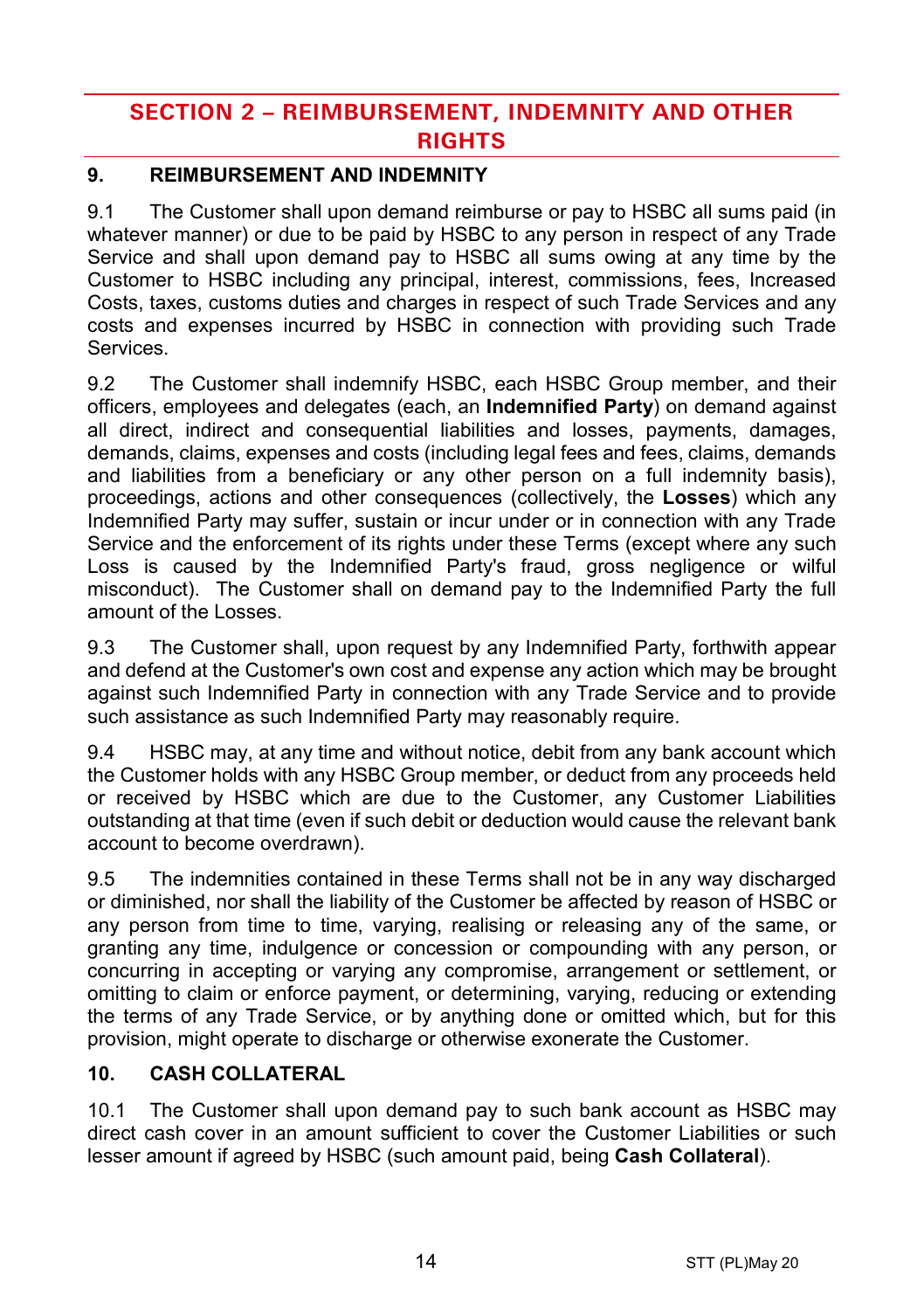# SECTION 2 – REIMBURSEMENT, INDEMNITY AND OTHER RIGHTS

## 9. REIMBURSEMENT AND INDEMNITY

9.1 The Customer shall upon demand reimburse or pay to HSBC all sums paid (in whatever manner) or due to be paid by HSBC to any person in respect of any Trade Service and shall upon demand pay to HSBC all sums owing at any time by the Customer to HSBC including any principal, interest, commissions, fees, Increased Costs, taxes, customs duties and charges in respect of such Trade Services and any costs and expenses incurred by HSBC in connection with providing such Trade Services.

9.2 The Customer shall indemnify HSBC, each HSBC Group member, and their officers, employees and delegates (each, an **Indemnified Party**) on demand against all direct, indirect and consequential liabilities and losses, payments, damages, demands, claims, expenses and costs (including legal fees and fees, claims, demands and liabilities from a beneficiary or any other person on a full indemnity basis), proceedings, actions and other consequences (collectively, the **Losses**) which any Indemnified Party may suffer, sustain or incur under or in connection with any Trade Service and the enforcement of its rights under these Terms (except where any such Loss is caused by the Indemnified Party's fraud, gross negligence or wilful misconduct). The Customer shall on demand pay to the Indemnified Party the full amount of the Losses.

9.3 The Customer shall, upon request by any Indemnified Party, forthwith appear and defend at the Customer's own cost and expense any action which may be brought against such Indemnified Party in connection with any Trade Service and to provide such assistance as such Indemnified Party may reasonably require.

9.4 HSBC may, at any time and without notice, debit from any bank account which the Customer holds with any HSBC Group member, or deduct from any proceeds held or received by HSBC which are due to the Customer, any Customer Liabilities outstanding at that time (even if such debit or deduction would cause the relevant bank account to become overdrawn).

9.5 The indemnities contained in these Terms shall not be in any way discharged or diminished, nor shall the liability of the Customer be affected by reason of HSBC or any person from time to time, varying, realising or releasing any of the same, or granting any time, indulgence or concession or compounding with any person, or concurring in accepting or varying any compromise, arrangement or settlement, or omitting to claim or enforce payment, or determining, varying, reducing or extending the terms of any Trade Service, or by anything done or omitted which, but for this provision, might operate to discharge or otherwise exonerate the Customer.

## 10. CASH COLLATERAL

10.1 The Customer shall upon demand pay to such bank account as HSBC may direct cash cover in an amount sufficient to cover the Customer Liabilities or such lesser amount if agreed by HSBC (such amount paid, being **Cash Collateral**).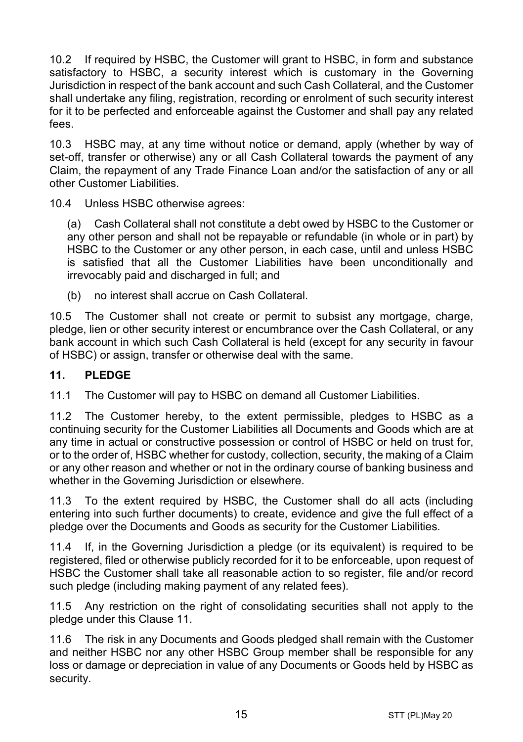10.2 If required by HSBC, the Customer will grant to HSBC, in form and substance satisfactory to HSBC, a security interest which is customary in the Governing Jurisdiction in respect of the bank account and such Cash Collateral, and the Customer shall undertake any filing, registration, recording or enrolment of such security interest for it to be perfected and enforceable against the Customer and shall pay any related fees.

10.3 HSBC may, at any time without notice or demand, apply (whether by way of set-off, transfer or otherwise) any or all Cash Collateral towards the payment of any Claim, the repayment of any Trade Finance Loan and/or the satisfaction of any or all other Customer Liabilities.

10.4 Unless HSBC otherwise agrees:

(a) Cash Collateral shall not constitute a debt owed by HSBC to the Customer or any other person and shall not be repayable or refundable (in whole or in part) by HSBC to the Customer or any other person, in each case, until and unless HSBC is satisfied that all the Customer Liabilities have been unconditionally and irrevocably paid and discharged in full; and

(b) no interest shall accrue on Cash Collateral.

10.5 The Customer shall not create or permit to subsist any mortgage, charge, pledge, lien or other security interest or encumbrance over the Cash Collateral, or any bank account in which such Cash Collateral is held (except for any security in favour of HSBC) or assign, transfer or otherwise deal with the same.

## 11. PLEDGE

11.1 The Customer will pay to HSBC on demand all Customer Liabilities.

11.2 The Customer hereby, to the extent permissible, pledges to HSBC as a continuing security for the Customer Liabilities all Documents and Goods which are at any time in actual or constructive possession or control of HSBC or held on trust for, or to the order of, HSBC whether for custody, collection, security, the making of a Claim or any other reason and whether or not in the ordinary course of banking business and whether in the Governing Jurisdiction or elsewhere.

11.3 To the extent required by HSBC, the Customer shall do all acts (including entering into such further documents) to create, evidence and give the full effect of a pledge over the Documents and Goods as security for the Customer Liabilities.

11.4 If, in the Governing Jurisdiction a pledge (or its equivalent) is required to be registered, filed or otherwise publicly recorded for it to be enforceable, upon request of HSBC the Customer shall take all reasonable action to so register, file and/or record such pledge (including making payment of any related fees).

11.5 Any restriction on the right of consolidating securities shall not apply to the pledge under this Clause 11.

11.6 The risk in any Documents and Goods pledged shall remain with the Customer and neither HSBC nor any other HSBC Group member shall be responsible for any loss or damage or depreciation in value of any Documents or Goods held by HSBC as security.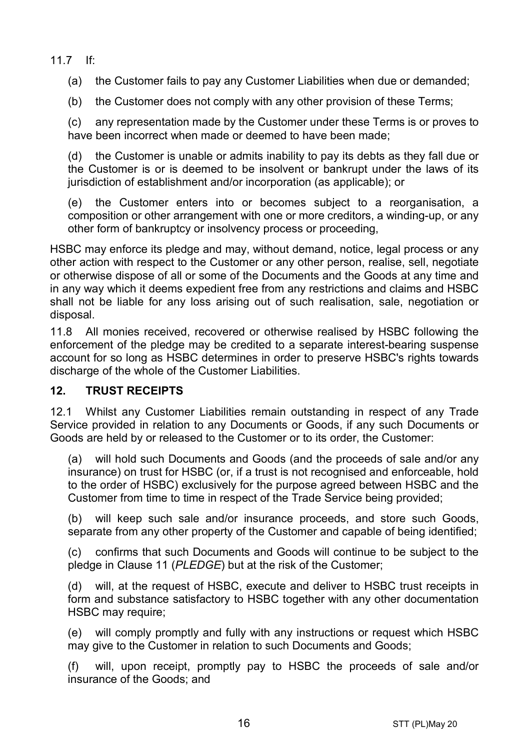11.7 If:

(a) the Customer fails to pay any Customer Liabilities when due or demanded;

(b) the Customer does not comply with any other provision of these Terms;

(c) any representation made by the Customer under these Terms is or proves to have been incorrect when made or deemed to have been made;

(d) the Customer is unable or admits inability to pay its debts as they fall due or the Customer is or is deemed to be insolvent or bankrupt under the laws of its jurisdiction of establishment and/or incorporation (as applicable); or

(e) the Customer enters into or becomes subject to a reorganisation, a composition or other arrangement with one or more creditors, a winding-up, or any other form of bankruptcy or insolvency process or proceeding,

HSBC may enforce its pledge and may, without demand, notice, legal process or any other action with respect to the Customer or any other person, realise, sell, negotiate or otherwise dispose of all or some of the Documents and the Goods at any time and in any way which it deems expedient free from any restrictions and claims and HSBC shall not be liable for any loss arising out of such realisation, sale, negotiation or disposal.

11.8 All monies received, recovered or otherwise realised by HSBC following the enforcement of the pledge may be credited to a separate interest-bearing suspense account for so long as HSBC determines in order to preserve HSBC's rights towards discharge of the whole of the Customer Liabilities.

## 12. TRUST RECEIPTS

12.1 Whilst any Customer Liabilities remain outstanding in respect of any Trade Service provided in relation to any Documents or Goods, if any such Documents or Goods are held by or released to the Customer or to its order, the Customer:

(a) will hold such Documents and Goods (and the proceeds of sale and/or any insurance) on trust for HSBC (or, if a trust is not recognised and enforceable, hold to the order of HSBC) exclusively for the purpose agreed between HSBC and the Customer from time to time in respect of the Trade Service being provided;

(b) will keep such sale and/or insurance proceeds, and store such Goods, separate from any other property of the Customer and capable of being identified;

(c) confirms that such Documents and Goods will continue to be subject to the pledge in Clause 11 (*PLEDGE*) but at the risk of the Customer;

(d) will, at the request of HSBC, execute and deliver to HSBC trust receipts in form and substance satisfactory to HSBC together with any other documentation HSBC may require;

(e) will comply promptly and fully with any instructions or request which HSBC may give to the Customer in relation to such Documents and Goods;

(f) will, upon receipt, promptly pay to HSBC the proceeds of sale and/or insurance of the Goods; and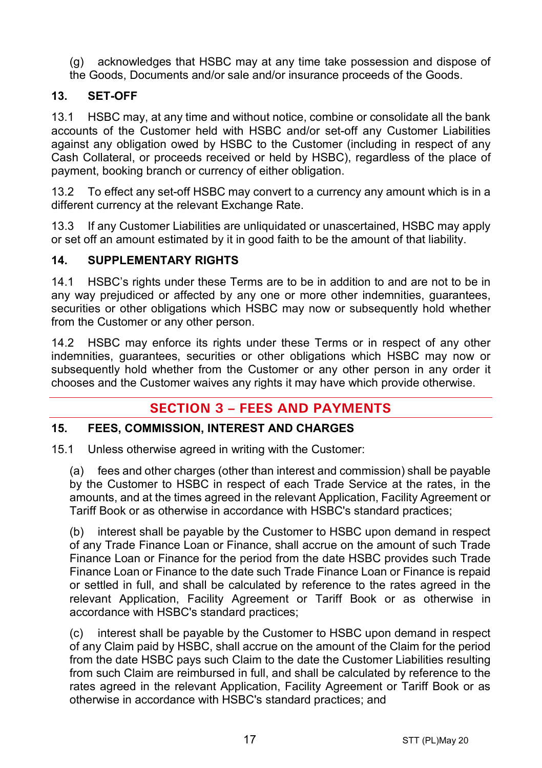(g) acknowledges that HSBC may at any time take possession and dispose of the Goods, Documents and/or sale and/or insurance proceeds of the Goods.

### 13. SET-OFF

13.1 HSBC may, at any time and without notice, combine or consolidate all the bank accounts of the Customer held with HSBC and/or set-off any Customer Liabilities against any obligation owed by HSBC to the Customer (including in respect of any Cash Collateral, or proceeds received or held by HSBC), regardless of the place of payment, booking branch or currency of either obligation.

13.2 To effect any set-off HSBC may convert to a currency any amount which is in a different currency at the relevant Exchange Rate.

13.3 If any Customer Liabilities are unliquidated or unascertained, HSBC may apply or set off an amount estimated by it in good faith to be the amount of that liability.

### 14. SUPPLEMENTARY RIGHTS

14.1 HSBC's rights under these Terms are to be in addition to and are not to be in any way prejudiced or affected by any one or more other indemnities, guarantees, securities or other obligations which HSBC may now or subsequently hold whether from the Customer or any other person.

14.2 HSBC may enforce its rights under these Terms or in respect of any other indemnities, guarantees, securities or other obligations which HSBC may now or subsequently hold whether from the Customer or any other person in any order it chooses and the Customer waives any rights it may have which provide otherwise.

## SECTION 3 – FEES AND PAYMENTS

### 15. FEES, COMMISSION, INTEREST AND CHARGES

15.1 Unless otherwise agreed in writing with the Customer:

(a) fees and other charges (other than interest and commission) shall be payable by the Customer to HSBC in respect of each Trade Service at the rates, in the amounts, and at the times agreed in the relevant Application, Facility Agreement or Tariff Book or as otherwise in accordance with HSBC's standard practices;

(b) interest shall be payable by the Customer to HSBC upon demand in respect of any Trade Finance Loan or Finance, shall accrue on the amount of such Trade Finance Loan or Finance for the period from the date HSBC provides such Trade Finance Loan or Finance to the date such Trade Finance Loan or Finance is repaid or settled in full, and shall be calculated by reference to the rates agreed in the relevant Application, Facility Agreement or Tariff Book or as otherwise in accordance with HSBC's standard practices;

(c) interest shall be payable by the Customer to HSBC upon demand in respect of any Claim paid by HSBC, shall accrue on the amount of the Claim for the period from the date HSBC pays such Claim to the date the Customer Liabilities resulting from such Claim are reimbursed in full, and shall be calculated by reference to the rates agreed in the relevant Application, Facility Agreement or Tariff Book or as otherwise in accordance with HSBC's standard practices; and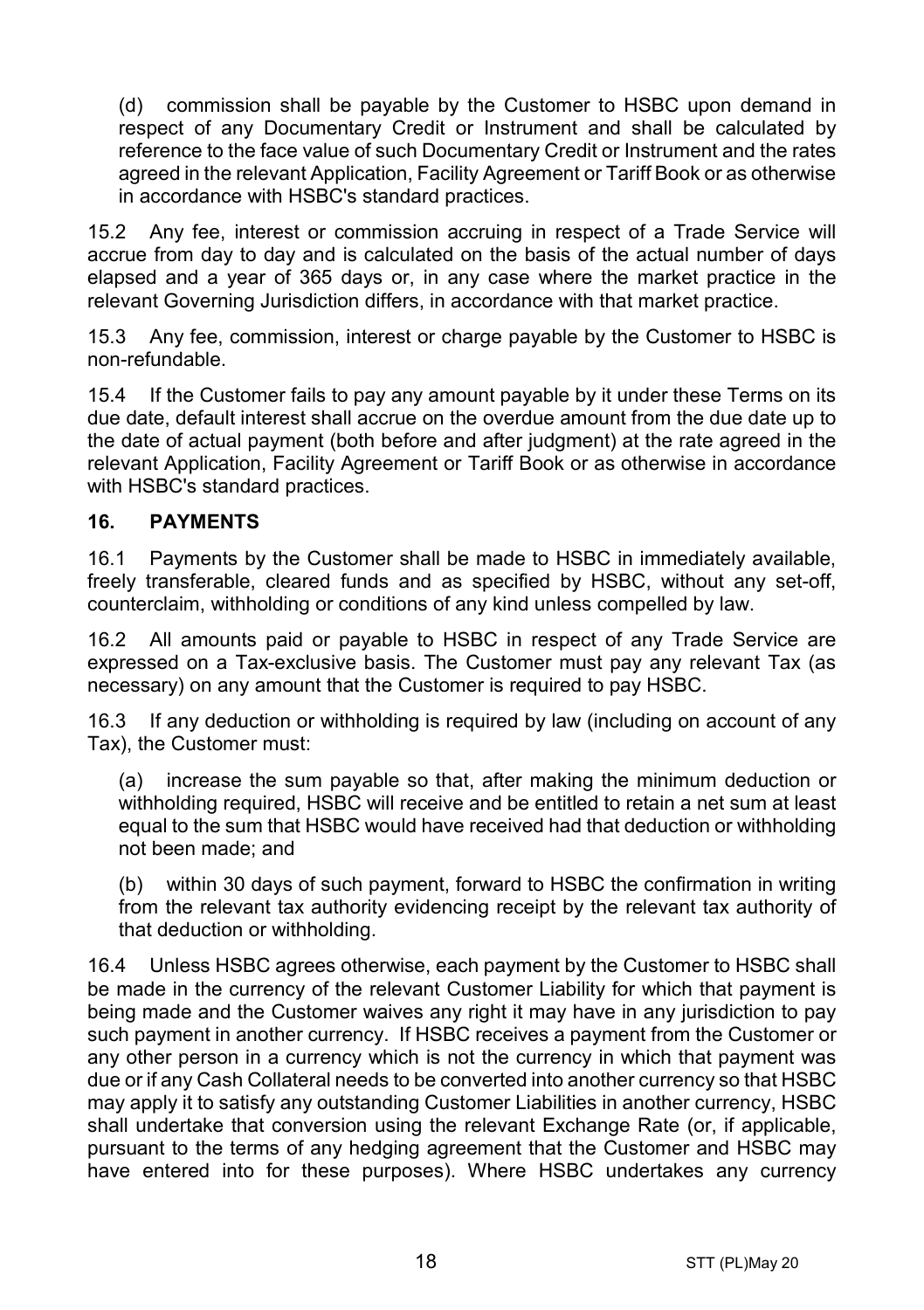(d) commission shall be payable by the Customer to HSBC upon demand in respect of any Documentary Credit or Instrument and shall be calculated by reference to the face value of such Documentary Credit or Instrument and the rates agreed in the relevant Application, Facility Agreement or Tariff Book or as otherwise in accordance with HSBC's standard practices.

15.2 Any fee, interest or commission accruing in respect of a Trade Service will accrue from day to day and is calculated on the basis of the actual number of days elapsed and a year of 365 days or, in any case where the market practice in the relevant Governing Jurisdiction differs, in accordance with that market practice.

15.3 Any fee, commission, interest or charge payable by the Customer to HSBC is non-refundable.

15.4 If the Customer fails to pay any amount payable by it under these Terms on its due date, default interest shall accrue on the overdue amount from the due date up to the date of actual payment (both before and after judgment) at the rate agreed in the relevant Application, Facility Agreement or Tariff Book or as otherwise in accordance with HSBC's standard practices.

## 16. PAYMENTS

16.1 Payments by the Customer shall be made to HSBC in immediately available, freely transferable, cleared funds and as specified by HSBC, without any set-off, counterclaim, withholding or conditions of any kind unless compelled by law.

16.2 All amounts paid or payable to HSBC in respect of any Trade Service are expressed on a Tax-exclusive basis. The Customer must pay any relevant Tax (as necessary) on any amount that the Customer is required to pay HSBC.

16.3 If any deduction or withholding is required by law (including on account of any Tax), the Customer must:

(a) increase the sum payable so that, after making the minimum deduction or withholding required, HSBC will receive and be entitled to retain a net sum at least equal to the sum that HSBC would have received had that deduction or withholding not been made; and

(b) within 30 days of such payment, forward to HSBC the confirmation in writing from the relevant tax authority evidencing receipt by the relevant tax authority of that deduction or withholding.

16.4 Unless HSBC agrees otherwise, each payment by the Customer to HSBC shall be made in the currency of the relevant Customer Liability for which that payment is being made and the Customer waives any right it may have in any jurisdiction to pay such payment in another currency. If HSBC receives a payment from the Customer or any other person in a currency which is not the currency in which that payment was due or if any Cash Collateral needs to be converted into another currency so that HSBC may apply it to satisfy any outstanding Customer Liabilities in another currency, HSBC shall undertake that conversion using the relevant Exchange Rate (or, if applicable, pursuant to the terms of any hedging agreement that the Customer and HSBC may have entered into for these purposes). Where HSBC undertakes any currency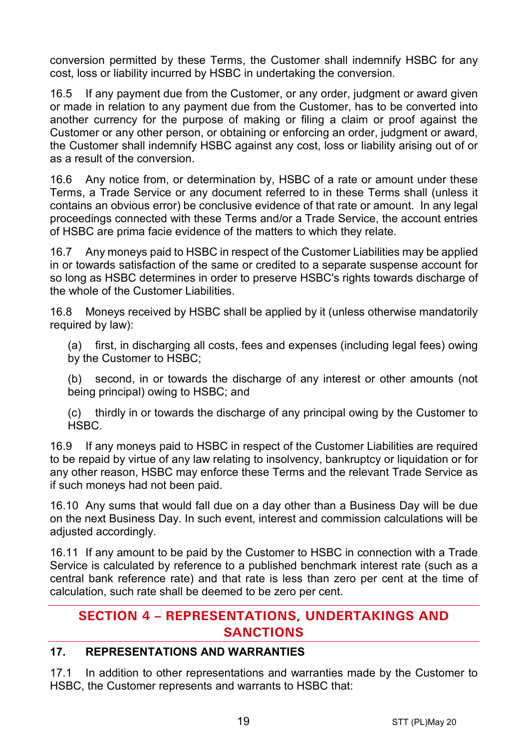conversion permitted by these Terms, the Customer shall indemnify HSBC for any cost, loss or liability incurred by HSBC in undertaking the conversion.

16.5 If any payment due from the Customer, or any order, judgment or award given or made in relation to any payment due from the Customer, has to be converted into another currency for the purpose of making or filing a claim or proof against the Customer or any other person, or obtaining or enforcing an order, judgment or award, the Customer shall indemnify HSBC against any cost, loss or liability arising out of or as a result of the conversion.

16.6 Any notice from, or determination by, HSBC of a rate or amount under these Terms, a Trade Service or any document referred to in these Terms shall (unless it contains an obvious error) be conclusive evidence of that rate or amount. In any legal proceedings connected with these Terms and/or a Trade Service, the account entries of HSBC are prima facie evidence of the matters to which they relate.

16.7 Any moneys paid to HSBC in respect of the Customer Liabilities may be applied in or towards satisfaction of the same or credited to a separate suspense account for so long as HSBC determines in order to preserve HSBC's rights towards discharge of the whole of the Customer Liabilities.

16.8 Moneys received by HSBC shall be applied by it (unless otherwise mandatorily required by law):

(a) first, in discharging all costs, fees and expenses (including legal fees) owing by the Customer to HSBC;

(b) second, in or towards the discharge of any interest or other amounts (not being principal) owing to HSBC; and

(c) thirdly in or towards the discharge of any principal owing by the Customer to HSBC.

16.9 If any moneys paid to HSBC in respect of the Customer Liabilities are required to be repaid by virtue of any law relating to insolvency, bankruptcy or liquidation or for any other reason, HSBC may enforce these Terms and the relevant Trade Service as if such moneys had not been paid.

16.10 Any sums that would fall due on a day other than a Business Day will be due on the next Business Day. In such event, interest and commission calculations will be adjusted accordingly.

16.11 If any amount to be paid by the Customer to HSBC in connection with a Trade Service is calculated by reference to a published benchmark interest rate (such as a central bank reference rate) and that rate is less than zero per cent at the time of calculation, such rate shall be deemed to be zero per cent.

## SECTION 4 – REPRESENTATIONS, UNDERTAKINGS AND SANCTIONS

### 17. REPRESENTATIONS AND WARRANTIES

17.1 In addition to other representations and warranties made by the Customer to HSBC, the Customer represents and warrants to HSBC that: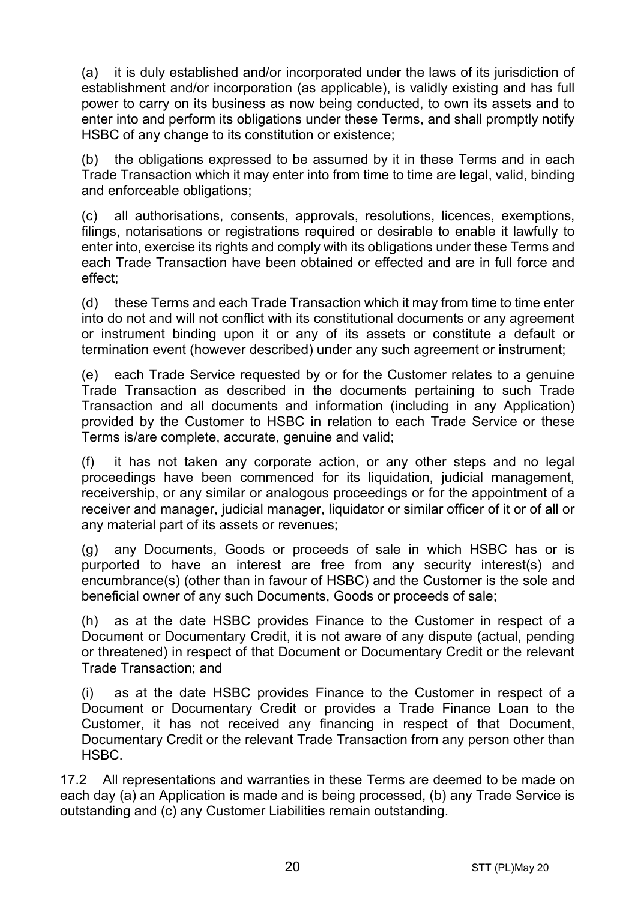(a) it is duly established and/or incorporated under the laws of its jurisdiction of establishment and/or incorporation (as applicable), is validly existing and has full power to carry on its business as now being conducted, to own its assets and to enter into and perform its obligations under these Terms, and shall promptly notify HSBC of any change to its constitution or existence;

(b) the obligations expressed to be assumed by it in these Terms and in each Trade Transaction which it may enter into from time to time are legal, valid, binding and enforceable obligations;

(c) all authorisations, consents, approvals, resolutions, licences, exemptions, filings, notarisations or registrations required or desirable to enable it lawfully to enter into, exercise its rights and comply with its obligations under these Terms and each Trade Transaction have been obtained or effected and are in full force and effect;

(d) these Terms and each Trade Transaction which it may from time to time enter into do not and will not conflict with its constitutional documents or any agreement or instrument binding upon it or any of its assets or constitute a default or termination event (however described) under any such agreement or instrument;

(e) each Trade Service requested by or for the Customer relates to a genuine Trade Transaction as described in the documents pertaining to such Trade Transaction and all documents and information (including in any Application) provided by the Customer to HSBC in relation to each Trade Service or these Terms is/are complete, accurate, genuine and valid;

(f) it has not taken any corporate action, or any other steps and no legal proceedings have been commenced for its liquidation, judicial management, receivership, or any similar or analogous proceedings or for the appointment of a receiver and manager, judicial manager, liquidator or similar officer of it or of all or any material part of its assets or revenues;

(g) any Documents, Goods or proceeds of sale in which HSBC has or is purported to have an interest are free from any security interest(s) and encumbrance(s) (other than in favour of HSBC) and the Customer is the sole and beneficial owner of any such Documents, Goods or proceeds of sale;

(h) as at the date HSBC provides Finance to the Customer in respect of a Document or Documentary Credit, it is not aware of any dispute (actual, pending or threatened) in respect of that Document or Documentary Credit or the relevant Trade Transaction; and

(i) as at the date HSBC provides Finance to the Customer in respect of a Document or Documentary Credit or provides a Trade Finance Loan to the Customer, it has not received any financing in respect of that Document, Documentary Credit or the relevant Trade Transaction from any person other than HSBC.

17.2 All representations and warranties in these Terms are deemed to be made on each day (a) an Application is made and is being processed, (b) any Trade Service is outstanding and (c) any Customer Liabilities remain outstanding.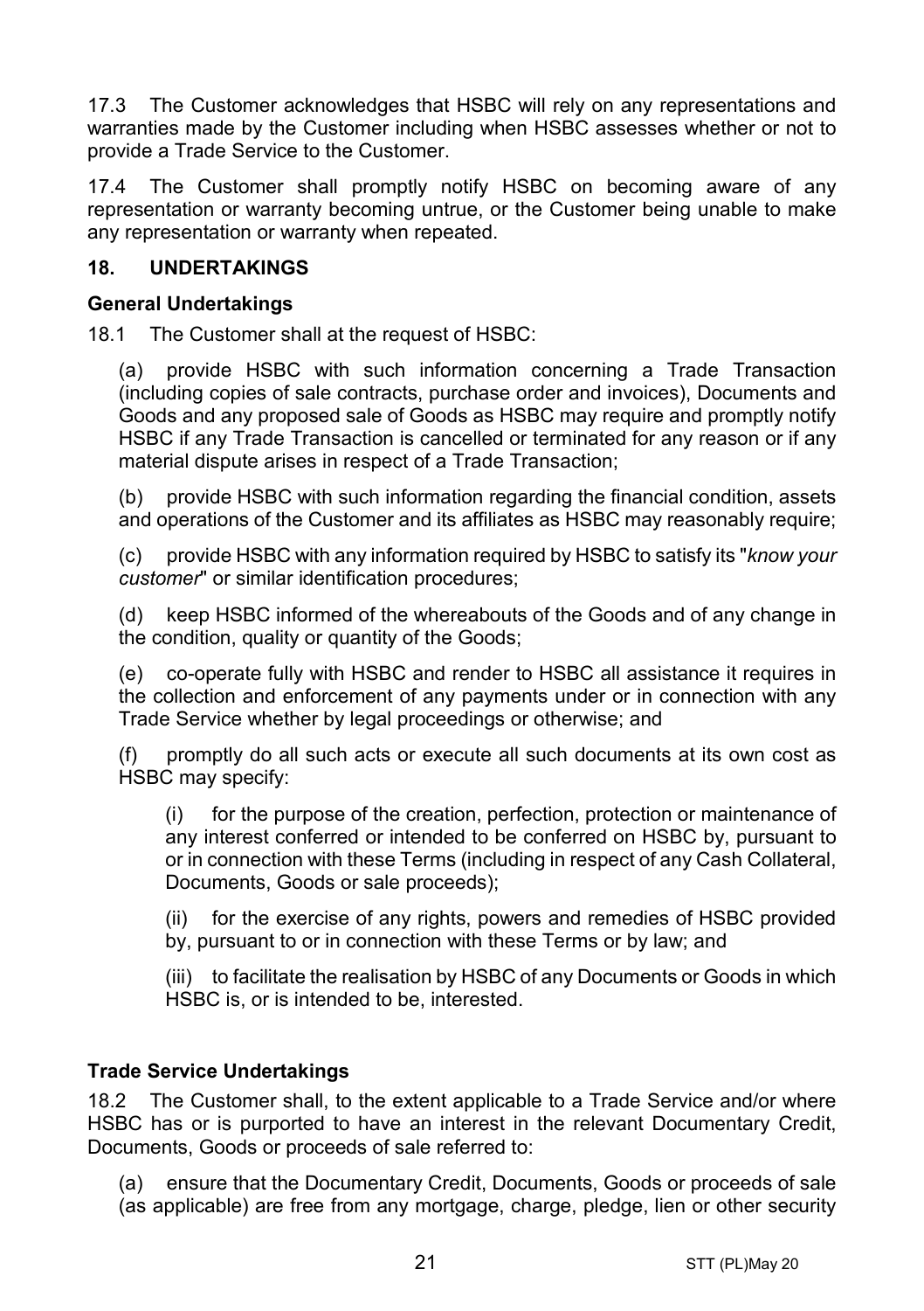17.3 The Customer acknowledges that HSBC will rely on any representations and warranties made by the Customer including when HSBC assesses whether or not to provide a Trade Service to the Customer.

17.4 The Customer shall promptly notify HSBC on becoming aware of any representation or warranty becoming untrue, or the Customer being unable to make any representation or warranty when repeated.

## 18. UNDERTAKINGS

### General Undertakings

18.1 The Customer shall at the request of HSBC:

(a) provide HSBC with such information concerning a Trade Transaction (including copies of sale contracts, purchase order and invoices), Documents and Goods and any proposed sale of Goods as HSBC may require and promptly notify HSBC if any Trade Transaction is cancelled or terminated for any reason or if any material dispute arises in respect of a Trade Transaction;

(b) provide HSBC with such information regarding the financial condition, assets and operations of the Customer and its affiliates as HSBC may reasonably require;

(c) provide HSBC with any information required by HSBC to satisfy its "*know your customer*" or similar identification procedures;

(d) keep HSBC informed of the whereabouts of the Goods and of any change in the condition, quality or quantity of the Goods;

(e) co-operate fully with HSBC and render to HSBC all assistance it requires in the collection and enforcement of any payments under or in connection with any Trade Service whether by legal proceedings or otherwise; and

(f) promptly do all such acts or execute all such documents at its own cost as HSBC may specify:

(i) for the purpose of the creation, perfection, protection or maintenance of any interest conferred or intended to be conferred on HSBC by, pursuant to or in connection with these Terms (including in respect of any Cash Collateral, Documents, Goods or sale proceeds);

(ii) for the exercise of any rights, powers and remedies of HSBC provided by, pursuant to or in connection with these Terms or by law; and

(iii) to facilitate the realisation by HSBC of any Documents or Goods in which HSBC is, or is intended to be, interested.

### Trade Service Undertakings

18.2 The Customer shall, to the extent applicable to a Trade Service and/or where HSBC has or is purported to have an interest in the relevant Documentary Credit, Documents, Goods or proceeds of sale referred to:

(a) ensure that the Documentary Credit, Documents, Goods or proceeds of sale (as applicable) are free from any mortgage, charge, pledge, lien or other security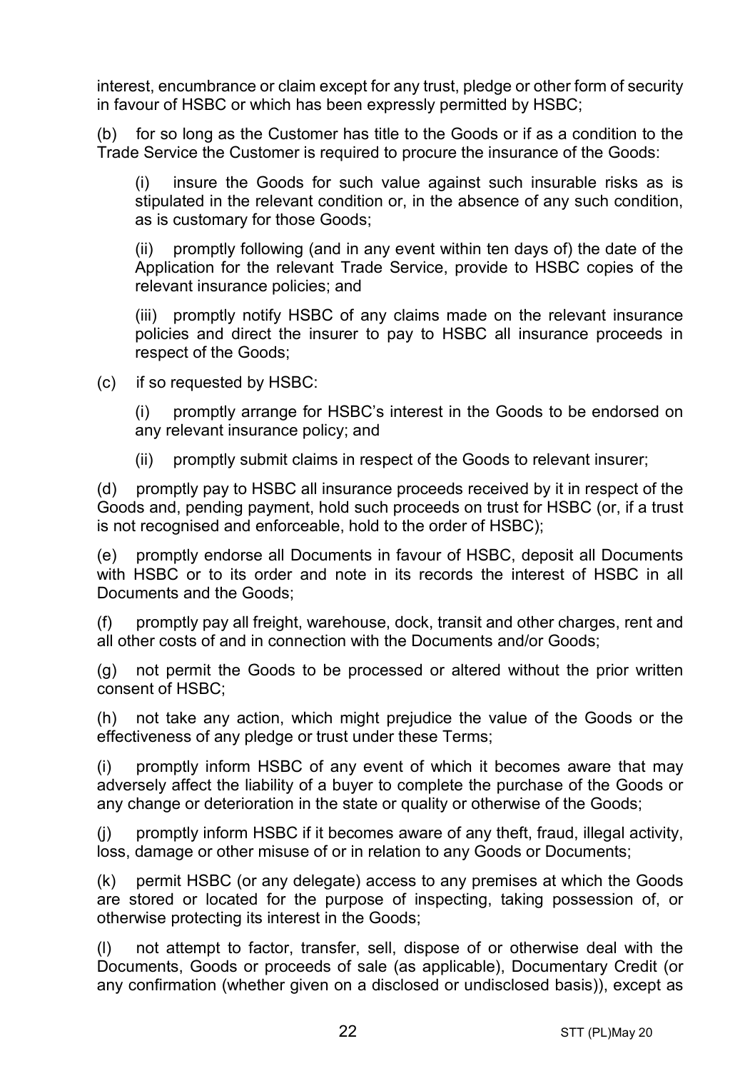interest, encumbrance or claim except for any trust, pledge or other form of security in favour of HSBC or which has been expressly permitted by HSBC;

(b) for so long as the Customer has title to the Goods or if as a condition to the Trade Service the Customer is required to procure the insurance of the Goods:

> (i) insure the Goods for such value against such insurable risks as is stipulated in the relevant condition or, in the absence of any such condition, as is customary for those Goods;
>
> (ii) promptly following (and in any event within ten days of) the date of the Application for the relevant Trade Service, provide to HSBC copies of the relevant insurance policies; and
>
> (iii) promptly notify HSBC of any claims made on the relevant insurance policies and direct the insurer to pay to HSBC all insurance proceeds in respect of the Goods;

(c) if so requested by HSBC:

> (i) promptly arrange for HSBC's interest in the Goods to be endorsed on any relevant insurance policy; and
>
> (ii) promptly submit claims in respect of the Goods to relevant insurer;

(d) promptly pay to HSBC all insurance proceeds received by it in respect of the Goods and, pending payment, hold such proceeds on trust for HSBC (or, if a trust is not recognised and enforceable, hold to the order of HSBC);

(e) promptly endorse all Documents in favour of HSBC, deposit all Documents with HSBC or to its order and note in its records the interest of HSBC in all Documents and the Goods;

(f) promptly pay all freight, warehouse, dock, transit and other charges, rent and all other costs of and in connection with the Documents and/or Goods;

(g) not permit the Goods to be processed or altered without the prior written consent of HSBC;

(h) not take any action, which might prejudice the value of the Goods or the effectiveness of any pledge or trust under these Terms;

(i) promptly inform HSBC of any event of which it becomes aware that may adversely affect the liability of a buyer to complete the purchase of the Goods or any change or deterioration in the state or quality or otherwise of the Goods;

(j) promptly inform HSBC if it becomes aware of any theft, fraud, illegal activity, loss, damage or other misuse of or in relation to any Goods or Documents;

(k) permit HSBC (or any delegate) access to any premises at which the Goods are stored or located for the purpose of inspecting, taking possession of, or otherwise protecting its interest in the Goods;

(l) not attempt to factor, transfer, sell, dispose of or otherwise deal with the Documents, Goods or proceeds of sale (as applicable), Documentary Credit (or any confirmation (whether given on a disclosed or undisclosed basis)), except as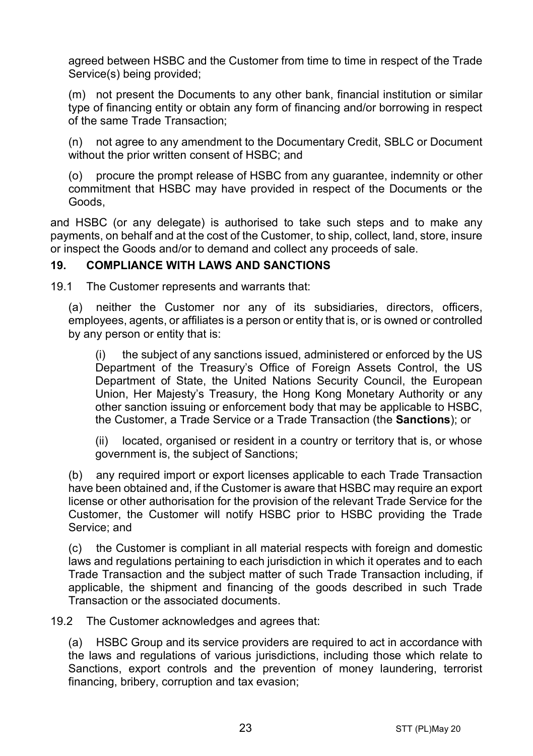agreed between HSBC and the Customer from time to time in respect of the Trade Service(s) being provided;

(m) not present the Documents to any other bank, financial institution or similar type of financing entity or obtain any form of financing and/or borrowing in respect of the same Trade Transaction;

(n) not agree to any amendment to the Documentary Credit, SBLC or Document without the prior written consent of HSBC; and

(o) procure the prompt release of HSBC from any guarantee, indemnity or other commitment that HSBC may have provided in respect of the Documents or the Goods,

and HSBC (or any delegate) is authorised to take such steps and to make any payments, on behalf and at the cost of the Customer, to ship, collect, land, store, insure or inspect the Goods and/or to demand and collect any proceeds of sale.

## 19. COMPLIANCE WITH LAWS AND SANCTIONS

19.1 The Customer represents and warrants that:

(a) neither the Customer nor any of its subsidiaries, directors, officers, employees, agents, or affiliates is a person or entity that is, or is owned or controlled by any person or entity that is:

(i) the subject of any sanctions issued, administered or enforced by the US Department of the Treasury's Office of Foreign Assets Control, the US Department of State, the United Nations Security Council, the European Union, Her Majesty's Treasury, the Hong Kong Monetary Authority or any other sanction issuing or enforcement body that may be applicable to HSBC, the Customer, a Trade Service or a Trade Transaction (the **Sanctions**); or

(ii) located, organised or resident in a country or territory that is, or whose government is, the subject of Sanctions;

(b) any required import or export licenses applicable to each Trade Transaction have been obtained and, if the Customer is aware that HSBC may require an export license or other authorisation for the provision of the relevant Trade Service for the Customer, the Customer will notify HSBC prior to HSBC providing the Trade Service; and

(c) the Customer is compliant in all material respects with foreign and domestic laws and regulations pertaining to each jurisdiction in which it operates and to each Trade Transaction and the subject matter of such Trade Transaction including, if applicable, the shipment and financing of the goods described in such Trade Transaction or the associated documents.

19.2 The Customer acknowledges and agrees that:

(a) HSBC Group and its service providers are required to act in accordance with the laws and regulations of various jurisdictions, including those which relate to Sanctions, export controls and the prevention of money laundering, terrorist financing, bribery, corruption and tax evasion;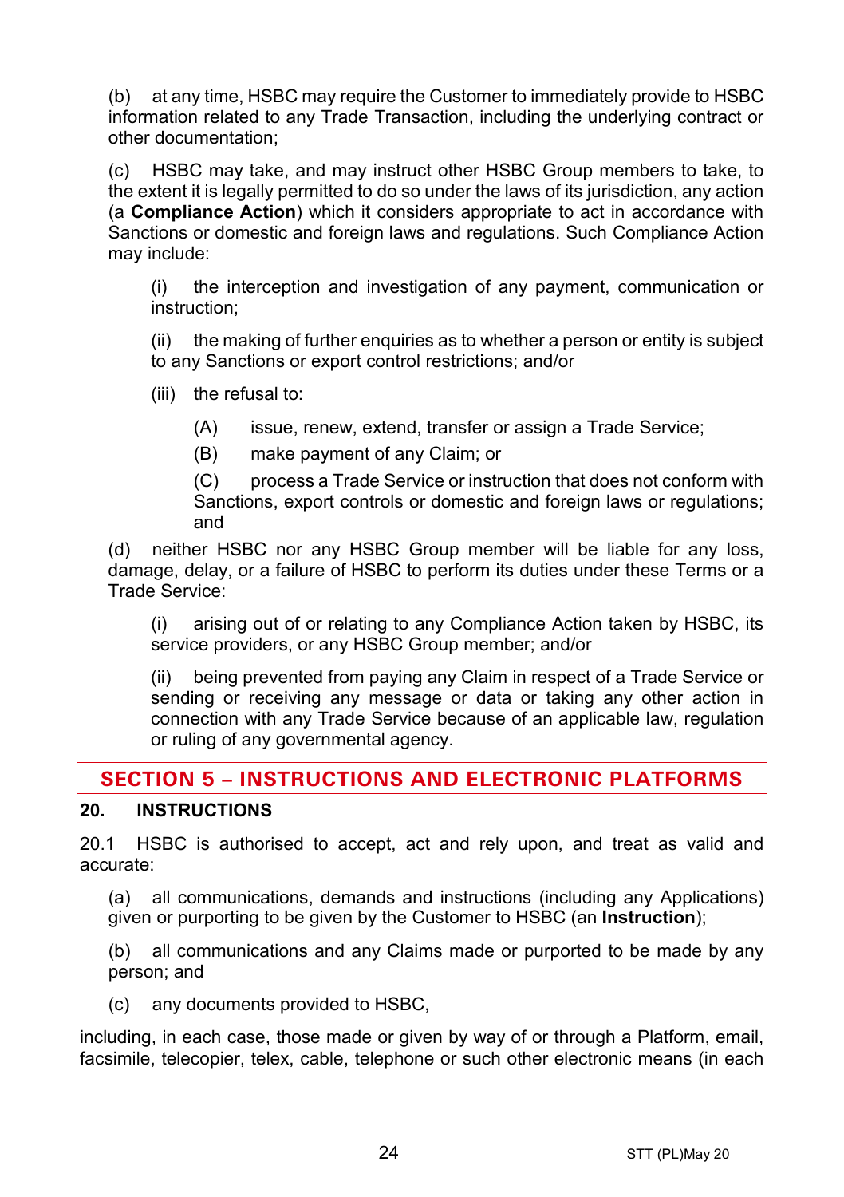(b) at any time, HSBC may require the Customer to immediately provide to HSBC information related to any Trade Transaction, including the underlying contract or other documentation;

(c) HSBC may take, and may instruct other HSBC Group members to take, to the extent it is legally permitted to do so under the laws of its jurisdiction, any action (a **Compliance Action**) which it considers appropriate to act in accordance with Sanctions or domestic and foreign laws and regulations. Such Compliance Action may include:

(i) the interception and investigation of any payment, communication or instruction;

(ii) the making of further enquiries as to whether a person or entity is subject to any Sanctions or export control restrictions; and/or

(iii) the refusal to:

(A) issue, renew, extend, transfer or assign a Trade Service;

(B) make payment of any Claim; or

(C) process a Trade Service or instruction that does not conform with Sanctions, export controls or domestic and foreign laws or regulations; and

(d) neither HSBC nor any HSBC Group member will be liable for any loss, damage, delay, or a failure of HSBC to perform its duties under these Terms or a Trade Service:

(i) arising out of or relating to any Compliance Action taken by HSBC, its service providers, or any HSBC Group member; and/or

(ii) being prevented from paying any Claim in respect of a Trade Service or sending or receiving any message or data or taking any other action in connection with any Trade Service because of an applicable law, regulation or ruling of any governmental agency.

## SECTION 5 – INSTRUCTIONS AND ELECTRONIC PLATFORMS

### 20. INSTRUCTIONS

20.1 HSBC is authorised to accept, act and rely upon, and treat as valid and accurate:

(a) all communications, demands and instructions (including any Applications) given or purporting to be given by the Customer to HSBC (an **Instruction**);

(b) all communications and any Claims made or purported to be made by any person; and

(c) any documents provided to HSBC,

including, in each case, those made or given by way of or through a Platform, email, facsimile, telecopier, telex, cable, telephone or such other electronic means (in each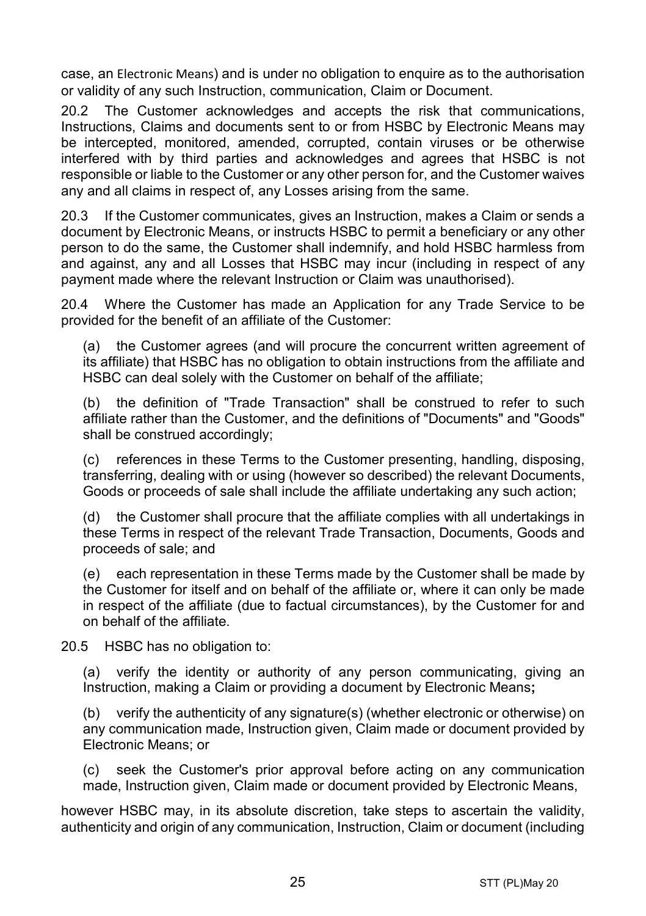case, an Electronic Means) and is under no obligation to enquire as to the authorisation or validity of any such Instruction, communication, Claim or Document.

20.2 The Customer acknowledges and accepts the risk that communications, Instructions, Claims and documents sent to or from HSBC by Electronic Means may be intercepted, monitored, amended, corrupted, contain viruses or be otherwise interfered with by third parties and acknowledges and agrees that HSBC is not responsible or liable to the Customer or any other person for, and the Customer waives any and all claims in respect of, any Losses arising from the same.

20.3 If the Customer communicates, gives an Instruction, makes a Claim or sends a document by Electronic Means, or instructs HSBC to permit a beneficiary or any other person to do the same, the Customer shall indemnify, and hold HSBC harmless from and against, any and all Losses that HSBC may incur (including in respect of any payment made where the relevant Instruction or Claim was unauthorised).

20.4 Where the Customer has made an Application for any Trade Service to be provided for the benefit of an affiliate of the Customer:

(a) the Customer agrees (and will procure the concurrent written agreement of its affiliate) that HSBC has no obligation to obtain instructions from the affiliate and HSBC can deal solely with the Customer on behalf of the affiliate;

(b) the definition of "Trade Transaction" shall be construed to refer to such affiliate rather than the Customer, and the definitions of "Documents" and "Goods" shall be construed accordingly;

(c) references in these Terms to the Customer presenting, handling, disposing, transferring, dealing with or using (however so described) the relevant Documents, Goods or proceeds of sale shall include the affiliate undertaking any such action;

(d) the Customer shall procure that the affiliate complies with all undertakings in these Terms in respect of the relevant Trade Transaction, Documents, Goods and proceeds of sale; and

(e) each representation in these Terms made by the Customer shall be made by the Customer for itself and on behalf of the affiliate or, where it can only be made in respect of the affiliate (due to factual circumstances), by the Customer for and on behalf of the affiliate.

20.5 HSBC has no obligation to:

(a) verify the identity or authority of any person communicating, giving an Instruction, making a Claim or providing a document by Electronic Means**;**

(b) verify the authenticity of any signature(s) (whether electronic or otherwise) on any communication made, Instruction given, Claim made or document provided by Electronic Means; or

(c) seek the Customer's prior approval before acting on any communication made, Instruction given, Claim made or document provided by Electronic Means,

however HSBC may, in its absolute discretion, take steps to ascertain the validity, authenticity and origin of any communication, Instruction, Claim or document (including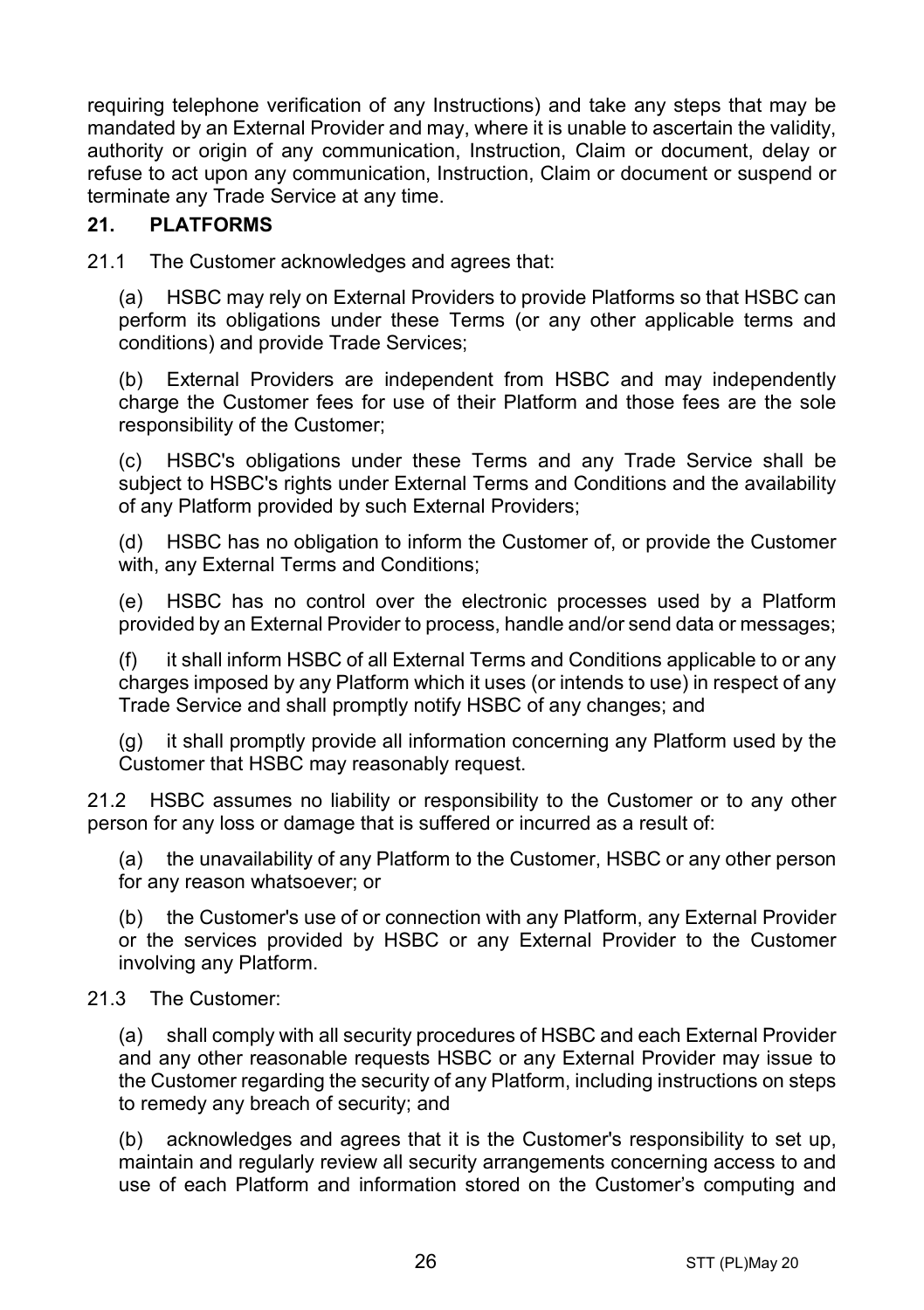requiring telephone verification of any Instructions) and take any steps that may be mandated by an External Provider and may, where it is unable to ascertain the validity, authority or origin of any communication, Instruction, Claim or document, delay or refuse to act upon any communication, Instruction, Claim or document or suspend or terminate any Trade Service at any time.

## 21. PLATFORMS

21.1 The Customer acknowledges and agrees that:

(a) HSBC may rely on External Providers to provide Platforms so that HSBC can perform its obligations under these Terms (or any other applicable terms and conditions) and provide Trade Services;

(b) External Providers are independent from HSBC and may independently charge the Customer fees for use of their Platform and those fees are the sole responsibility of the Customer;

(c) HSBC's obligations under these Terms and any Trade Service shall be subject to HSBC's rights under External Terms and Conditions and the availability of any Platform provided by such External Providers;

(d) HSBC has no obligation to inform the Customer of, or provide the Customer with, any External Terms and Conditions;

(e) HSBC has no control over the electronic processes used by a Platform provided by an External Provider to process, handle and/or send data or messages;

(f) it shall inform HSBC of all External Terms and Conditions applicable to or any charges imposed by any Platform which it uses (or intends to use) in respect of any Trade Service and shall promptly notify HSBC of any changes; and

(g) it shall promptly provide all information concerning any Platform used by the Customer that HSBC may reasonably request.

21.2 HSBC assumes no liability or responsibility to the Customer or to any other person for any loss or damage that is suffered or incurred as a result of:

(a) the unavailability of any Platform to the Customer, HSBC or any other person for any reason whatsoever; or

(b) the Customer's use of or connection with any Platform, any External Provider or the services provided by HSBC or any External Provider to the Customer involving any Platform.

21.3 The Customer:

(a) shall comply with all security procedures of HSBC and each External Provider and any other reasonable requests HSBC or any External Provider may issue to the Customer regarding the security of any Platform, including instructions on steps to remedy any breach of security; and

(b) acknowledges and agrees that it is the Customer's responsibility to set up, maintain and regularly review all security arrangements concerning access to and use of each Platform and information stored on the Customer's computing and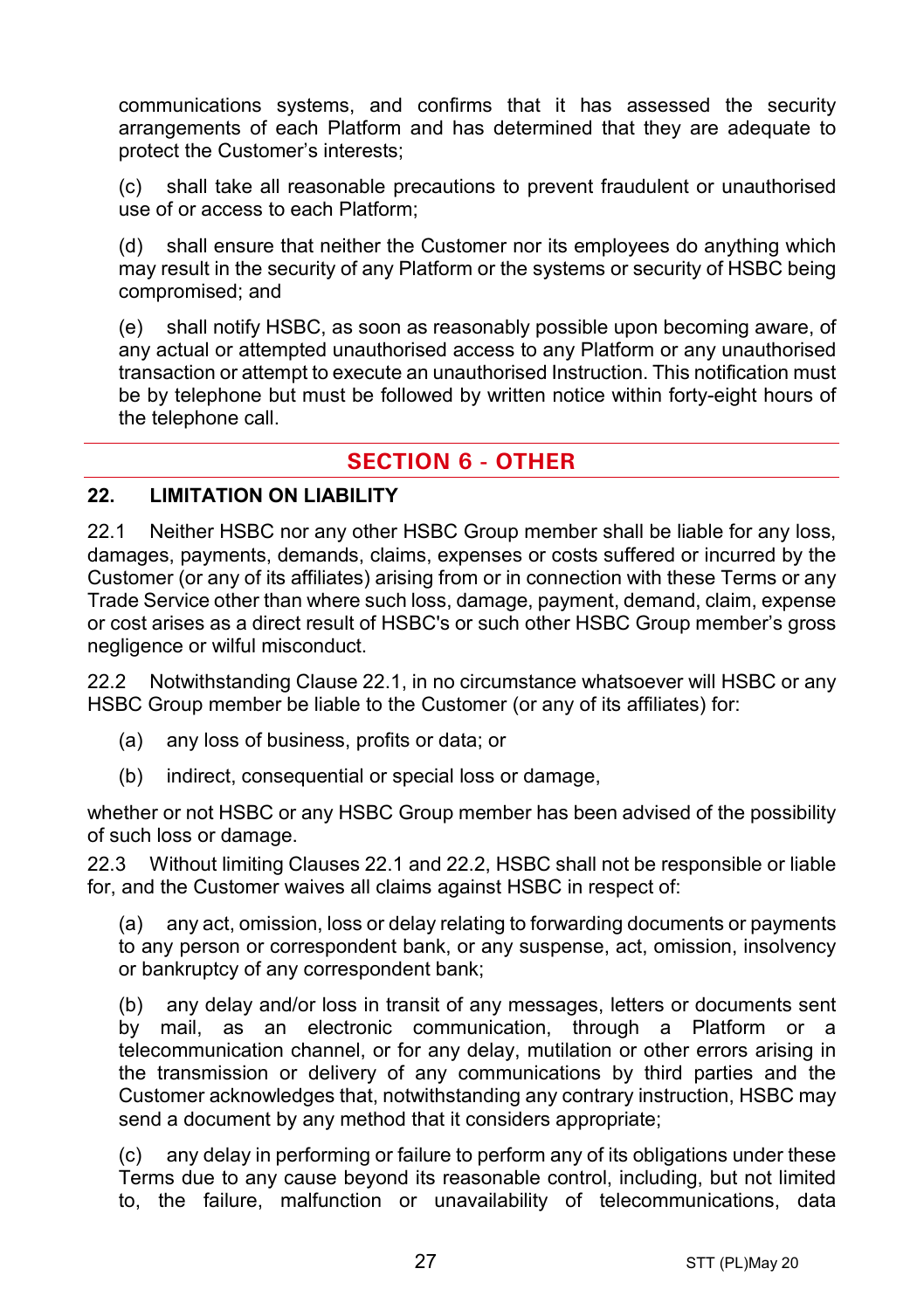communications systems, and confirms that it has assessed the security arrangements of each Platform and has determined that they are adequate to protect the Customer's interests;

(c) shall take all reasonable precautions to prevent fraudulent or unauthorised use of or access to each Platform;

(d) shall ensure that neither the Customer nor its employees do anything which may result in the security of any Platform or the systems or security of HSBC being compromised; and

(e) shall notify HSBC, as soon as reasonably possible upon becoming aware, of any actual or attempted unauthorised access to any Platform or any unauthorised transaction or attempt to execute an unauthorised Instruction. This notification must be by telephone but must be followed by written notice within forty-eight hours of the telephone call.

## SECTION 6 - OTHER

### 22. LIMITATION ON LIABILITY

22.1 Neither HSBC nor any other HSBC Group member shall be liable for any loss, damages, payments, demands, claims, expenses or costs suffered or incurred by the Customer (or any of its affiliates) arising from or in connection with these Terms or any Trade Service other than where such loss, damage, payment, demand, claim, expense or cost arises as a direct result of HSBC's or such other HSBC Group member's gross negligence or wilful misconduct.

22.2 Notwithstanding Clause 22.1, in no circumstance whatsoever will HSBC or any HSBC Group member be liable to the Customer (or any of its affiliates) for:

(a) any loss of business, profits or data; or

(b) indirect, consequential or special loss or damage,

whether or not HSBC or any HSBC Group member has been advised of the possibility of such loss or damage.

22.3 Without limiting Clauses 22.1 and 22.2, HSBC shall not be responsible or liable for, and the Customer waives all claims against HSBC in respect of:

(a) any act, omission, loss or delay relating to forwarding documents or payments to any person or correspondent bank, or any suspense, act, omission, insolvency or bankruptcy of any correspondent bank;

(b) any delay and/or loss in transit of any messages, letters or documents sent by mail, as an electronic communication, through a Platform or a telecommunication channel, or for any delay, mutilation or other errors arising in the transmission or delivery of any communications by third parties and the Customer acknowledges that, notwithstanding any contrary instruction, HSBC may send a document by any method that it considers appropriate;

(c) any delay in performing or failure to perform any of its obligations under these Terms due to any cause beyond its reasonable control, including, but not limited to, the failure, malfunction or unavailability of telecommunications, data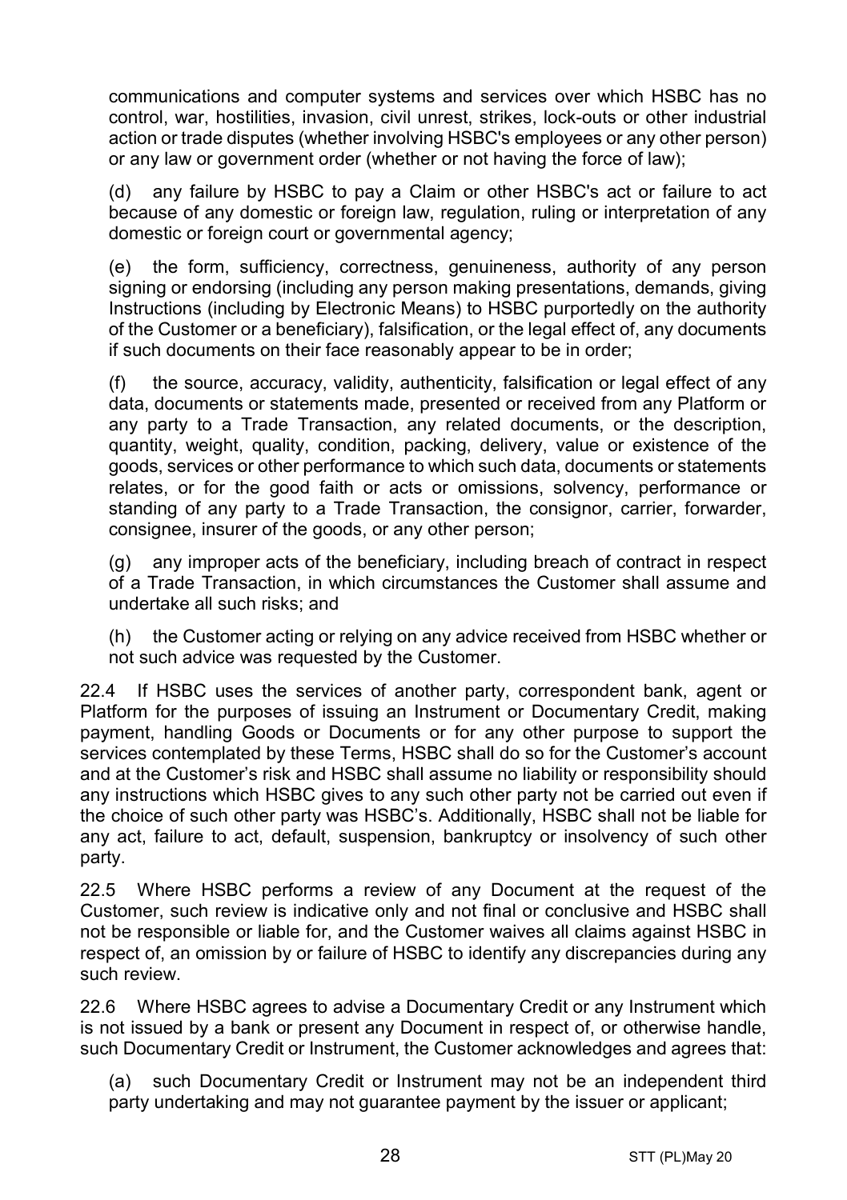communications and computer systems and services over which HSBC has no control, war, hostilities, invasion, civil unrest, strikes, lock-outs or other industrial action or trade disputes (whether involving HSBC's employees or any other person) or any law or government order (whether or not having the force of law);

(d) any failure by HSBC to pay a Claim or other HSBC's act or failure to act because of any domestic or foreign law, regulation, ruling or interpretation of any domestic or foreign court or governmental agency;

(e) the form, sufficiency, correctness, genuineness, authority of any person signing or endorsing (including any person making presentations, demands, giving Instructions (including by Electronic Means) to HSBC purportedly on the authority of the Customer or a beneficiary), falsification, or the legal effect of, any documents if such documents on their face reasonably appear to be in order;

(f) the source, accuracy, validity, authenticity, falsification or legal effect of any data, documents or statements made, presented or received from any Platform or any party to a Trade Transaction, any related documents, or the description, quantity, weight, quality, condition, packing, delivery, value or existence of the goods, services or other performance to which such data, documents or statements relates, or for the good faith or acts or omissions, solvency, performance or standing of any party to a Trade Transaction, the consignor, carrier, forwarder, consignee, insurer of the goods, or any other person;

(g) any improper acts of the beneficiary, including breach of contract in respect of a Trade Transaction, in which circumstances the Customer shall assume and undertake all such risks; and

(h) the Customer acting or relying on any advice received from HSBC whether or not such advice was requested by the Customer.

22.4 If HSBC uses the services of another party, correspondent bank, agent or Platform for the purposes of issuing an Instrument or Documentary Credit, making payment, handling Goods or Documents or for any other purpose to support the services contemplated by these Terms, HSBC shall do so for the Customer's account and at the Customer's risk and HSBC shall assume no liability or responsibility should any instructions which HSBC gives to any such other party not be carried out even if the choice of such other party was HSBC's. Additionally, HSBC shall not be liable for any act, failure to act, default, suspension, bankruptcy or insolvency of such other party.

22.5 Where HSBC performs a review of any Document at the request of the Customer, such review is indicative only and not final or conclusive and HSBC shall not be responsible or liable for, and the Customer waives all claims against HSBC in respect of, an omission by or failure of HSBC to identify any discrepancies during any such review.

22.6 Where HSBC agrees to advise a Documentary Credit or any Instrument which is not issued by a bank or present any Document in respect of, or otherwise handle, such Documentary Credit or Instrument, the Customer acknowledges and agrees that:

(a) such Documentary Credit or Instrument may not be an independent third party undertaking and may not guarantee payment by the issuer or applicant;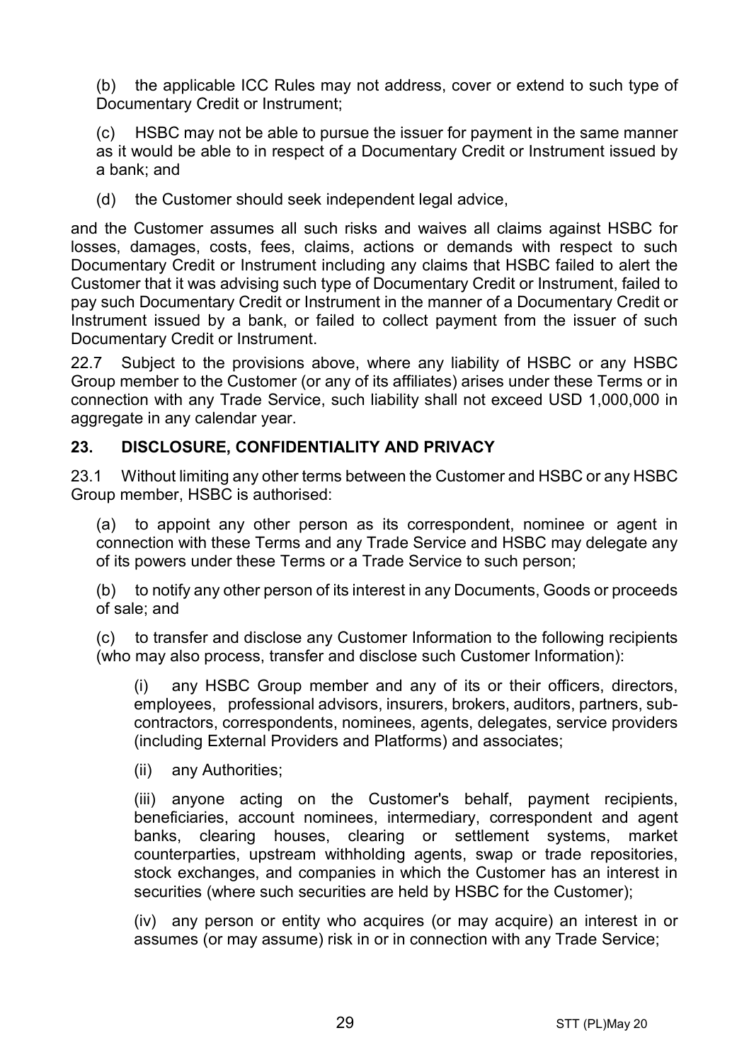(b) the applicable ICC Rules may not address, cover or extend to such type of Documentary Credit or Instrument;

(c) HSBC may not be able to pursue the issuer for payment in the same manner as it would be able to in respect of a Documentary Credit or Instrument issued by a bank; and

(d) the Customer should seek independent legal advice,

and the Customer assumes all such risks and waives all claims against HSBC for losses, damages, costs, fees, claims, actions or demands with respect to such Documentary Credit or Instrument including any claims that HSBC failed to alert the Customer that it was advising such type of Documentary Credit or Instrument, failed to pay such Documentary Credit or Instrument in the manner of a Documentary Credit or Instrument issued by a bank, or failed to collect payment from the issuer of such Documentary Credit or Instrument.

22.7 Subject to the provisions above, where any liability of HSBC or any HSBC Group member to the Customer (or any of its affiliates) arises under these Terms or in connection with any Trade Service, such liability shall not exceed USD 1,000,000 in aggregate in any calendar year.

## 23. DISCLOSURE, CONFIDENTIALITY AND PRIVACY

23.1 Without limiting any other terms between the Customer and HSBC or any HSBC Group member, HSBC is authorised:

(a) to appoint any other person as its correspondent, nominee or agent in connection with these Terms and any Trade Service and HSBC may delegate any of its powers under these Terms or a Trade Service to such person;

(b) to notify any other person of its interest in any Documents, Goods or proceeds of sale; and

(c) to transfer and disclose any Customer Information to the following recipients (who may also process, transfer and disclose such Customer Information):

(i) any HSBC Group member and any of its or their officers, directors, employees, professional advisors, insurers, brokers, auditors, partners, sub-contractors, correspondents, nominees, agents, delegates, service providers (including External Providers and Platforms) and associates;

(ii) any Authorities;

(iii) anyone acting on the Customer's behalf, payment recipients, beneficiaries, account nominees, intermediary, correspondent and agent banks, clearing houses, clearing or settlement systems, market counterparties, upstream withholding agents, swap or trade repositories, stock exchanges, and companies in which the Customer has an interest in securities (where such securities are held by HSBC for the Customer);

(iv) any person or entity who acquires (or may acquire) an interest in or assumes (or may assume) risk in or in connection with any Trade Service;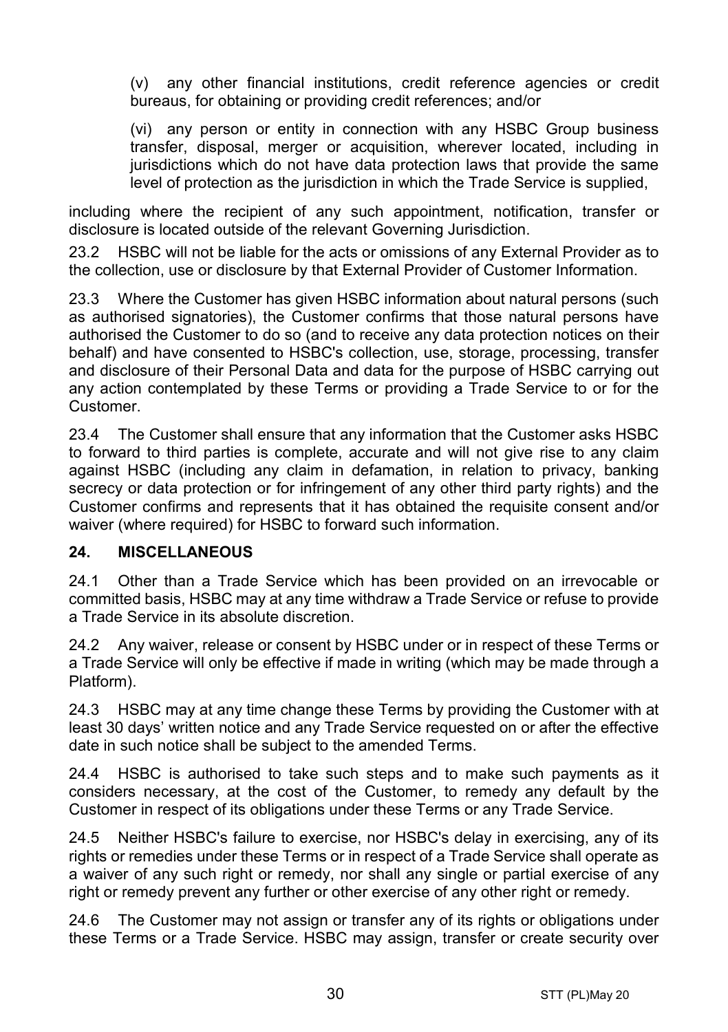(v) any other financial institutions, credit reference agencies or credit bureaus, for obtaining or providing credit references; and/or

(vi) any person or entity in connection with any HSBC Group business transfer, disposal, merger or acquisition, wherever located, including in jurisdictions which do not have data protection laws that provide the same level of protection as the jurisdiction in which the Trade Service is supplied,

including where the recipient of any such appointment, notification, transfer or disclosure is located outside of the relevant Governing Jurisdiction.

23.2 HSBC will not be liable for the acts or omissions of any External Provider as to the collection, use or disclosure by that External Provider of Customer Information.

23.3 Where the Customer has given HSBC information about natural persons (such as authorised signatories), the Customer confirms that those natural persons have authorised the Customer to do so (and to receive any data protection notices on their behalf) and have consented to HSBC's collection, use, storage, processing, transfer and disclosure of their Personal Data and data for the purpose of HSBC carrying out any action contemplated by these Terms or providing a Trade Service to or for the Customer.

23.4 The Customer shall ensure that any information that the Customer asks HSBC to forward to third parties is complete, accurate and will not give rise to any claim against HSBC (including any claim in defamation, in relation to privacy, banking secrecy or data protection or for infringement of any other third party rights) and the Customer confirms and represents that it has obtained the requisite consent and/or waiver (where required) for HSBC to forward such information.

## 24. MISCELLANEOUS

24.1 Other than a Trade Service which has been provided on an irrevocable or committed basis, HSBC may at any time withdraw a Trade Service or refuse to provide a Trade Service in its absolute discretion.

24.2 Any waiver, release or consent by HSBC under or in respect of these Terms or a Trade Service will only be effective if made in writing (which may be made through a Platform).

24.3 HSBC may at any time change these Terms by providing the Customer with at least 30 days' written notice and any Trade Service requested on or after the effective date in such notice shall be subject to the amended Terms.

24.4 HSBC is authorised to take such steps and to make such payments as it considers necessary, at the cost of the Customer, to remedy any default by the Customer in respect of its obligations under these Terms or any Trade Service.

24.5 Neither HSBC's failure to exercise, nor HSBC's delay in exercising, any of its rights or remedies under these Terms or in respect of a Trade Service shall operate as a waiver of any such right or remedy, nor shall any single or partial exercise of any right or remedy prevent any further or other exercise of any other right or remedy.

24.6 The Customer may not assign or transfer any of its rights or obligations under these Terms or a Trade Service. HSBC may assign, transfer or create security over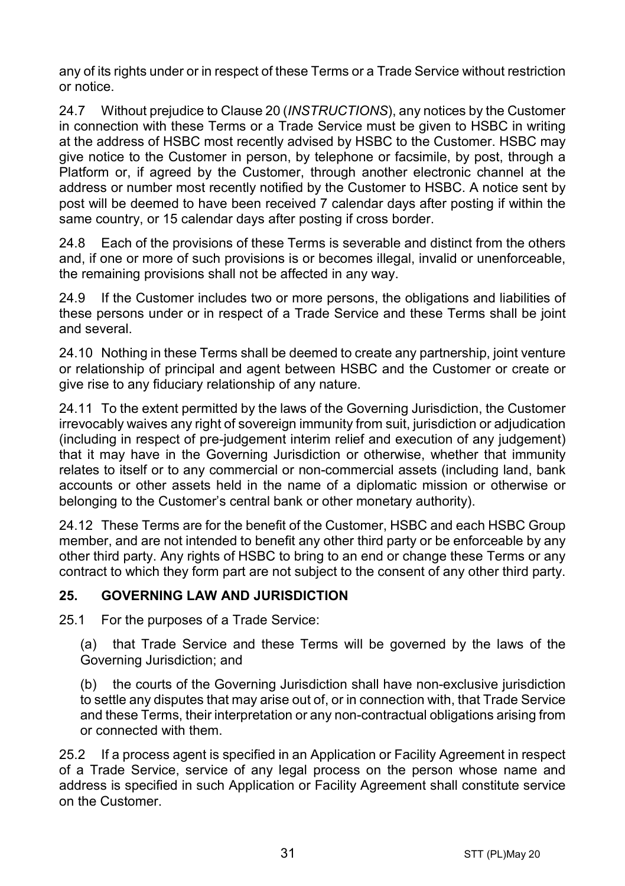any of its rights under or in respect of these Terms or a Trade Service without restriction or notice.

24.7 Without prejudice to Clause 20 (*INSTRUCTIONS*), any notices by the Customer in connection with these Terms or a Trade Service must be given to HSBC in writing at the address of HSBC most recently advised by HSBC to the Customer. HSBC may give notice to the Customer in person, by telephone or facsimile, by post, through a Platform or, if agreed by the Customer, through another electronic channel at the address or number most recently notified by the Customer to HSBC. A notice sent by post will be deemed to have been received 7 calendar days after posting if within the same country, or 15 calendar days after posting if cross border.

24.8 Each of the provisions of these Terms is severable and distinct from the others and, if one or more of such provisions is or becomes illegal, invalid or unenforceable, the remaining provisions shall not be affected in any way.

24.9 If the Customer includes two or more persons, the obligations and liabilities of these persons under or in respect of a Trade Service and these Terms shall be joint and several.

24.10 Nothing in these Terms shall be deemed to create any partnership, joint venture or relationship of principal and agent between HSBC and the Customer or create or give rise to any fiduciary relationship of any nature.

24.11 To the extent permitted by the laws of the Governing Jurisdiction, the Customer irrevocably waives any right of sovereign immunity from suit, jurisdiction or adjudication (including in respect of pre-judgement interim relief and execution of any judgement) that it may have in the Governing Jurisdiction or otherwise, whether that immunity relates to itself or to any commercial or non-commercial assets (including land, bank accounts or other assets held in the name of a diplomatic mission or otherwise or belonging to the Customer's central bank or other monetary authority).

24.12 These Terms are for the benefit of the Customer, HSBC and each HSBC Group member, and are not intended to benefit any other third party or be enforceable by any other third party. Any rights of HSBC to bring to an end or change these Terms or any contract to which they form part are not subject to the consent of any other third party.

## 25. GOVERNING LAW AND JURISDICTION

25.1 For the purposes of a Trade Service:

(a) that Trade Service and these Terms will be governed by the laws of the Governing Jurisdiction; and

(b) the courts of the Governing Jurisdiction shall have non-exclusive jurisdiction to settle any disputes that may arise out of, or in connection with, that Trade Service and these Terms, their interpretation or any non-contractual obligations arising from or connected with them.

25.2 If a process agent is specified in an Application or Facility Agreement in respect of a Trade Service, service of any legal process on the person whose name and address is specified in such Application or Facility Agreement shall constitute service on the Customer.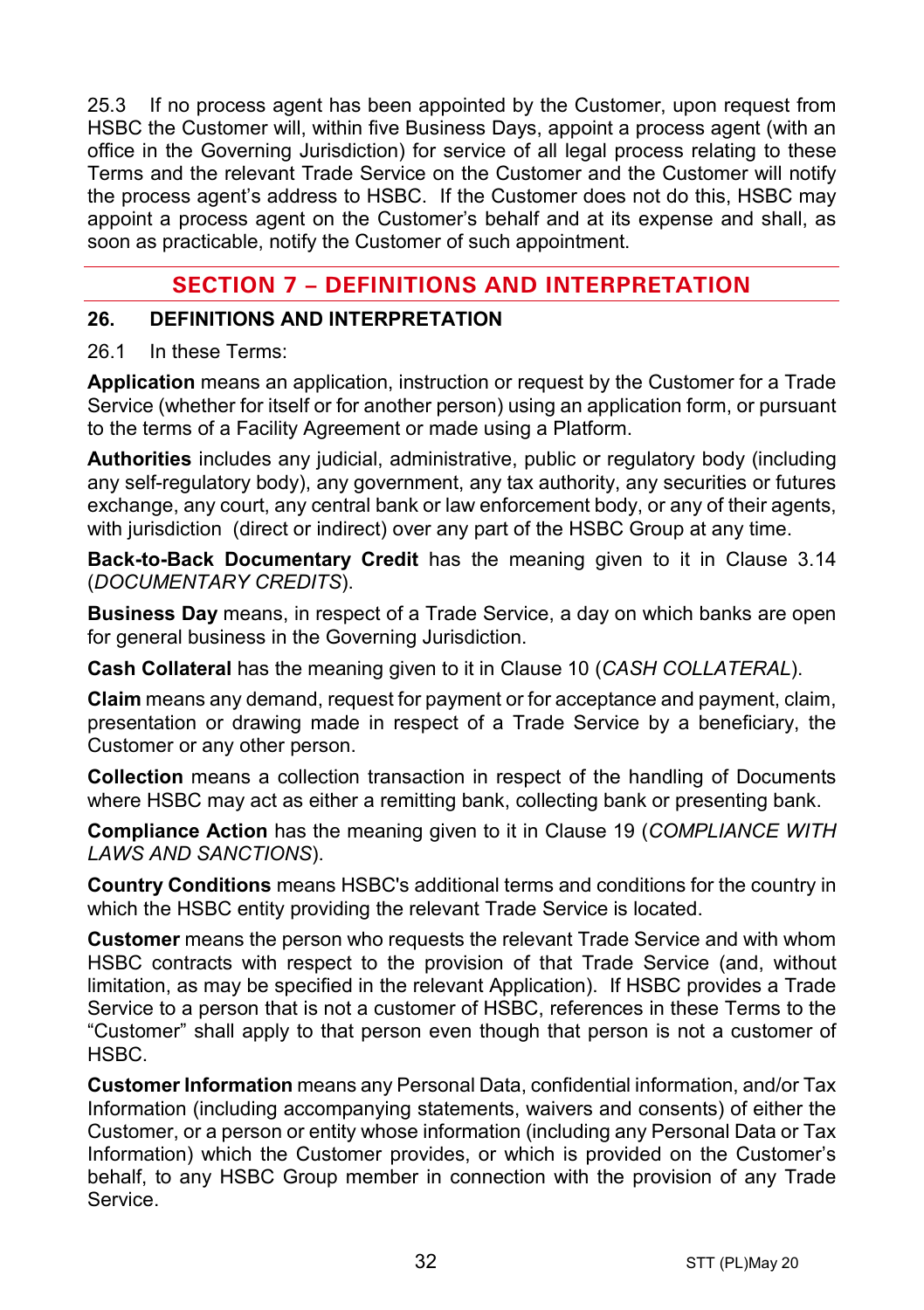25.3 If no process agent has been appointed by the Customer, upon request from HSBC the Customer will, within five Business Days, appoint a process agent (with an office in the Governing Jurisdiction) for service of all legal process relating to these Terms and the relevant Trade Service on the Customer and the Customer will notify the process agent's address to HSBC. If the Customer does not do this, HSBC may appoint a process agent on the Customer's behalf and at its expense and shall, as soon as practicable, notify the Customer of such appointment.

## SECTION 7 – DEFINITIONS AND INTERPRETATION

### 26. DEFINITIONS AND INTERPRETATION

26.1 In these Terms:

**Application** means an application, instruction or request by the Customer for a Trade Service (whether for itself or for another person) using an application form, or pursuant to the terms of a Facility Agreement or made using a Platform.

**Authorities** includes any judicial, administrative, public or regulatory body (including any self-regulatory body), any government, any tax authority, any securities or futures exchange, any court, any central bank or law enforcement body, or any of their agents, with jurisdiction (direct or indirect) over any part of the HSBC Group at any time.

**Back-to-Back Documentary Credit** has the meaning given to it in Clause 3.14 (*DOCUMENTARY CREDITS*).

**Business Day** means, in respect of a Trade Service, a day on which banks are open for general business in the Governing Jurisdiction.

**Cash Collateral** has the meaning given to it in Clause 10 (*CASH COLLATERAL*).

**Claim** means any demand, request for payment or for acceptance and payment, claim, presentation or drawing made in respect of a Trade Service by a beneficiary, the Customer or any other person.

**Collection** means a collection transaction in respect of the handling of Documents where HSBC may act as either a remitting bank, collecting bank or presenting bank.

**Compliance Action** has the meaning given to it in Clause 19 (*COMPLIANCE WITH LAWS AND SANCTIONS*).

**Country Conditions** means HSBC's additional terms and conditions for the country in which the HSBC entity providing the relevant Trade Service is located.

**Customer** means the person who requests the relevant Trade Service and with whom HSBC contracts with respect to the provision of that Trade Service (and, without limitation, as may be specified in the relevant Application). If HSBC provides a Trade Service to a person that is not a customer of HSBC, references in these Terms to the "Customer" shall apply to that person even though that person is not a customer of HSBC.

**Customer Information** means any Personal Data, confidential information, and/or Tax Information (including accompanying statements, waivers and consents) of either the Customer, or a person or entity whose information (including any Personal Data or Tax Information) which the Customer provides, or which is provided on the Customer's behalf, to any HSBC Group member in connection with the provision of any Trade Service.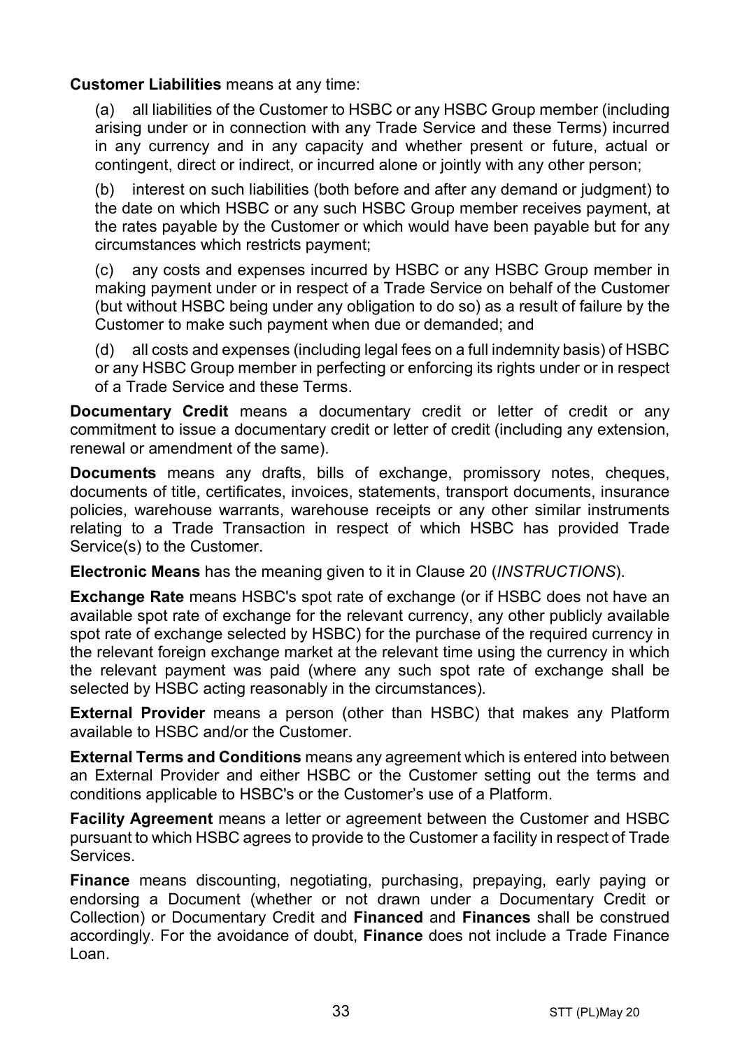**Customer Liabilities** means at any time:

(a) all liabilities of the Customer to HSBC or any HSBC Group member (including arising under or in connection with any Trade Service and these Terms) incurred in any currency and in any capacity and whether present or future, actual or contingent, direct or indirect, or incurred alone or jointly with any other person;

(b) interest on such liabilities (both before and after any demand or judgment) to the date on which HSBC or any such HSBC Group member receives payment, at the rates payable by the Customer or which would have been payable but for any circumstances which restricts payment;

(c) any costs and expenses incurred by HSBC or any HSBC Group member in making payment under or in respect of a Trade Service on behalf of the Customer (but without HSBC being under any obligation to do so) as a result of failure by the Customer to make such payment when due or demanded; and

(d) all costs and expenses (including legal fees on a full indemnity basis) of HSBC or any HSBC Group member in perfecting or enforcing its rights under or in respect of a Trade Service and these Terms.

**Documentary Credit** means a documentary credit or letter of credit or any commitment to issue a documentary credit or letter of credit (including any extension, renewal or amendment of the same).

**Documents** means any drafts, bills of exchange, promissory notes, cheques, documents of title, certificates, invoices, statements, transport documents, insurance policies, warehouse warrants, warehouse receipts or any other similar instruments relating to a Trade Transaction in respect of which HSBC has provided Trade Service(s) to the Customer.

**Electronic Means** has the meaning given to it in Clause 20 (*INSTRUCTIONS*).

**Exchange Rate** means HSBC's spot rate of exchange (or if HSBC does not have an available spot rate of exchange for the relevant currency, any other publicly available spot rate of exchange selected by HSBC) for the purchase of the required currency in the relevant foreign exchange market at the relevant time using the currency in which the relevant payment was paid (where any such spot rate of exchange shall be selected by HSBC acting reasonably in the circumstances).

**External Provider** means a person (other than HSBC) that makes any Platform available to HSBC and/or the Customer.

**External Terms and Conditions** means any agreement which is entered into between an External Provider and either HSBC or the Customer setting out the terms and conditions applicable to HSBC's or the Customer's use of a Platform.

**Facility Agreement** means a letter or agreement between the Customer and HSBC pursuant to which HSBC agrees to provide to the Customer a facility in respect of Trade Services.

**Finance** means discounting, negotiating, purchasing, prepaying, early paying or endorsing a Document (whether or not drawn under a Documentary Credit or Collection) or Documentary Credit and **Financed** and **Finances** shall be construed accordingly. For the avoidance of doubt, **Finance** does not include a Trade Finance Loan.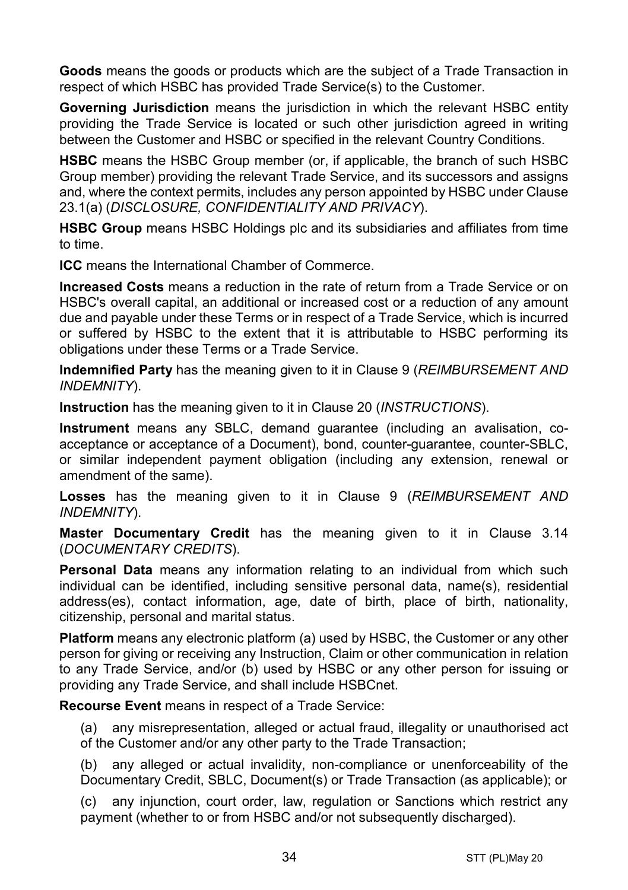**Goods** means the goods or products which are the subject of a Trade Transaction in respect of which HSBC has provided Trade Service(s) to the Customer.

**Governing Jurisdiction** means the jurisdiction in which the relevant HSBC entity providing the Trade Service is located or such other jurisdiction agreed in writing between the Customer and HSBC or specified in the relevant Country Conditions.

**HSBC** means the HSBC Group member (or, if applicable, the branch of such HSBC Group member) providing the relevant Trade Service, and its successors and assigns and, where the context permits, includes any person appointed by HSBC under Clause 23.1(a) (*DISCLOSURE, CONFIDENTIALITY AND PRIVACY*).

**HSBC Group** means HSBC Holdings plc and its subsidiaries and affiliates from time to time.

**ICC** means the International Chamber of Commerce.

**Increased Costs** means a reduction in the rate of return from a Trade Service or on HSBC's overall capital, an additional or increased cost or a reduction of any amount due and payable under these Terms or in respect of a Trade Service, which is incurred or suffered by HSBC to the extent that it is attributable to HSBC performing its obligations under these Terms or a Trade Service.

**Indemnified Party** has the meaning given to it in Clause 9 (*REIMBURSEMENT AND INDEMNITY*).

**Instruction** has the meaning given to it in Clause 20 (*INSTRUCTIONS*).

**Instrument** means any SBLC, demand guarantee (including an avalisation, co-acceptance or acceptance of a Document), bond, counter-guarantee, counter-SBLC, or similar independent payment obligation (including any extension, renewal or amendment of the same).

**Losses** has the meaning given to it in Clause 9 (*REIMBURSEMENT AND INDEMNITY*).

**Master Documentary Credit** has the meaning given to it in Clause 3.14 (*DOCUMENTARY CREDITS*).

**Personal Data** means any information relating to an individual from which such individual can be identified, including sensitive personal data, name(s), residential address(es), contact information, age, date of birth, place of birth, nationality, citizenship, personal and marital status.

**Platform** means any electronic platform (a) used by HSBC, the Customer or any other person for giving or receiving any Instruction, Claim or other communication in relation to any Trade Service, and/or (b) used by HSBC or any other person for issuing or providing any Trade Service, and shall include HSBCnet.

**Recourse Event** means in respect of a Trade Service:

(a) any misrepresentation, alleged or actual fraud, illegality or unauthorised act of the Customer and/or any other party to the Trade Transaction;

(b) any alleged or actual invalidity, non-compliance or unenforceability of the Documentary Credit, SBLC, Document(s) or Trade Transaction (as applicable); or

(c) any injunction, court order, law, regulation or Sanctions which restrict any payment (whether to or from HSBC and/or not subsequently discharged).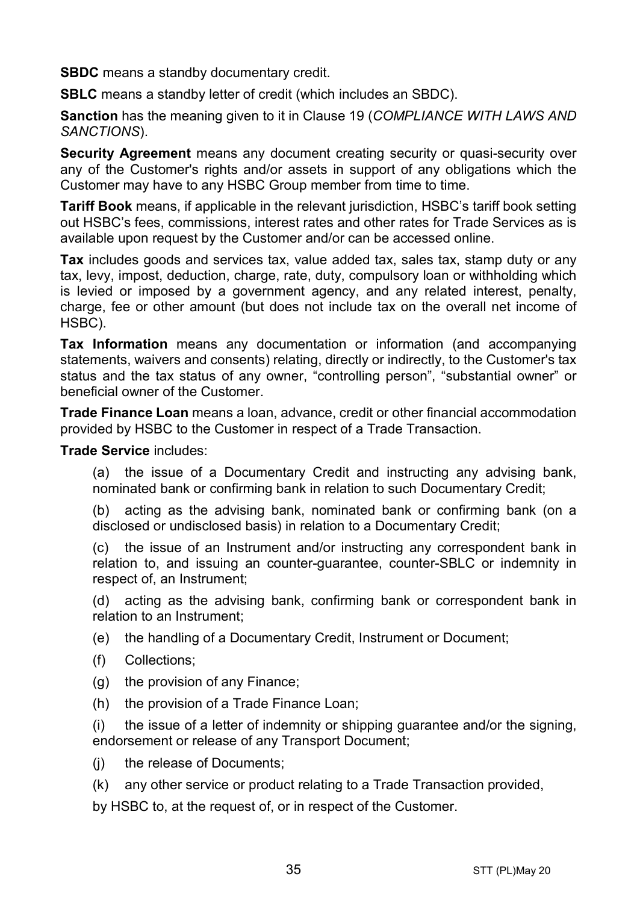**SBDC** means a standby documentary credit.

**SBLC** means a standby letter of credit (which includes an SBDC).

**Sanction** has the meaning given to it in Clause 19 (*COMPLIANCE WITH LAWS AND SANCTIONS*).

**Security Agreement** means any document creating security or quasi-security over any of the Customer's rights and/or assets in support of any obligations which the Customer may have to any HSBC Group member from time to time.

**Tariff Book** means, if applicable in the relevant jurisdiction, HSBC's tariff book setting out HSBC's fees, commissions, interest rates and other rates for Trade Services as is available upon request by the Customer and/or can be accessed online.

**Tax** includes goods and services tax, value added tax, sales tax, stamp duty or any tax, levy, impost, deduction, charge, rate, duty, compulsory loan or withholding which is levied or imposed by a government agency, and any related interest, penalty, charge, fee or other amount (but does not include tax on the overall net income of HSBC).

**Tax Information** means any documentation or information (and accompanying statements, waivers and consents) relating, directly or indirectly, to the Customer's tax status and the tax status of any owner, "controlling person", "substantial owner" or beneficial owner of the Customer.

**Trade Finance Loan** means a loan, advance, credit or other financial accommodation provided by HSBC to the Customer in respect of a Trade Transaction.

**Trade Service** includes:

(a) the issue of a Documentary Credit and instructing any advising bank, nominated bank or confirming bank in relation to such Documentary Credit;

(b) acting as the advising bank, nominated bank or confirming bank (on a disclosed or undisclosed basis) in relation to a Documentary Credit;

(c) the issue of an Instrument and/or instructing any correspondent bank in relation to, and issuing an counter-guarantee, counter-SBLC or indemnity in respect of, an Instrument;

(d) acting as the advising bank, confirming bank or correspondent bank in relation to an Instrument;

(e) the handling of a Documentary Credit, Instrument or Document;

(f) Collections;

(g) the provision of any Finance;

(h) the provision of a Trade Finance Loan;

(i) the issue of a letter of indemnity or shipping guarantee and/or the signing, endorsement or release of any Transport Document;

(j) the release of Documents;

(k) any other service or product relating to a Trade Transaction provided,

by HSBC to, at the request of, or in respect of the Customer.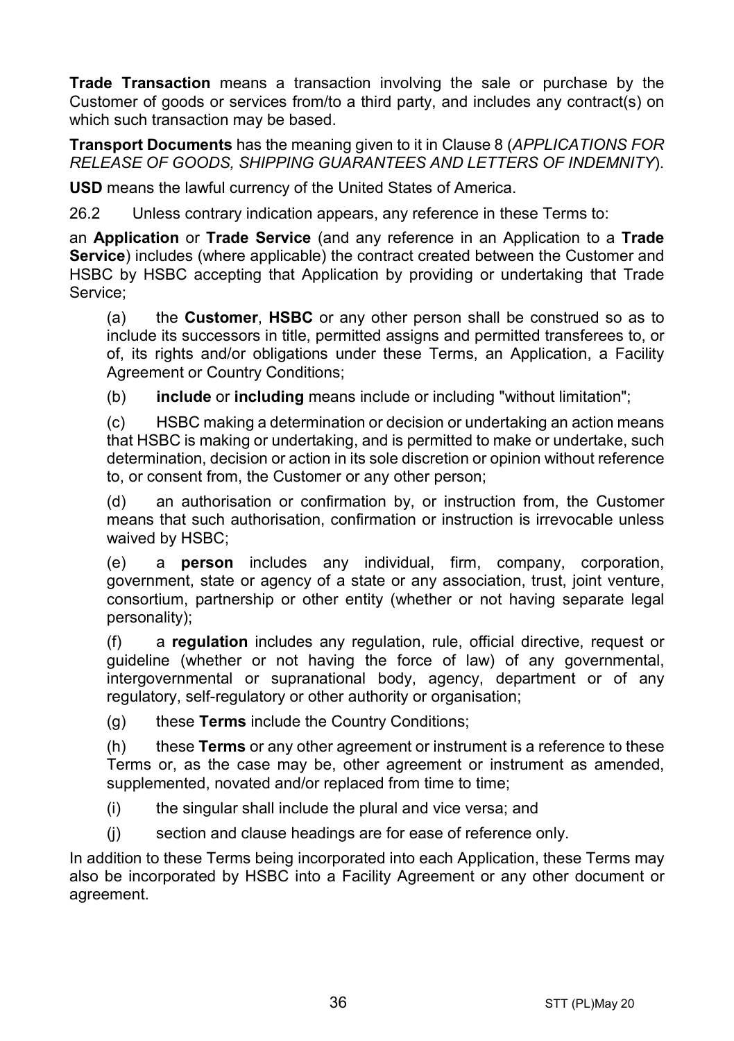**Trade Transaction** means a transaction involving the sale or purchase by the Customer of goods or services from/to a third party, and includes any contract(s) on which such transaction may be based.

**Transport Documents** has the meaning given to it in Clause 8 (*APPLICATIONS FOR RELEASE OF GOODS, SHIPPING GUARANTEES AND LETTERS OF INDEMNITY*).

**USD** means the lawful currency of the United States of America.

26.2 Unless contrary indication appears, any reference in these Terms to:

an **Application** or **Trade Service** (and any reference in an Application to a **Trade Service**) includes (where applicable) the contract created between the Customer and HSBC by HSBC accepting that Application by providing or undertaking that Trade Service;

(a) the **Customer**, **HSBC** or any other person shall be construed so as to include its successors in title, permitted assigns and permitted transferees to, or of, its rights and/or obligations under these Terms, an Application, a Facility Agreement or Country Conditions;

(b) **include** or **including** means include or including "without limitation";

(c) HSBC making a determination or decision or undertaking an action means that HSBC is making or undertaking, and is permitted to make or undertake, such determination, decision or action in its sole discretion or opinion without reference to, or consent from, the Customer or any other person;

(d) an authorisation or confirmation by, or instruction from, the Customer means that such authorisation, confirmation or instruction is irrevocable unless waived by HSBC;

(e) a **person** includes any individual, firm, company, corporation, government, state or agency of a state or any association, trust, joint venture, consortium, partnership or other entity (whether or not having separate legal personality);

(f) a **regulation** includes any regulation, rule, official directive, request or guideline (whether or not having the force of law) of any governmental, intergovernmental or supranational body, agency, department or of any regulatory, self-regulatory or other authority or organisation;

(g) these **Terms** include the Country Conditions;

(h) these **Terms** or any other agreement or instrument is a reference to these Terms or, as the case may be, other agreement or instrument as amended, supplemented, novated and/or replaced from time to time;

(i) the singular shall include the plural and vice versa; and

(j) section and clause headings are for ease of reference only.

In addition to these Terms being incorporated into each Application, these Terms may also be incorporated by HSBC into a Facility Agreement or any other document or agreement.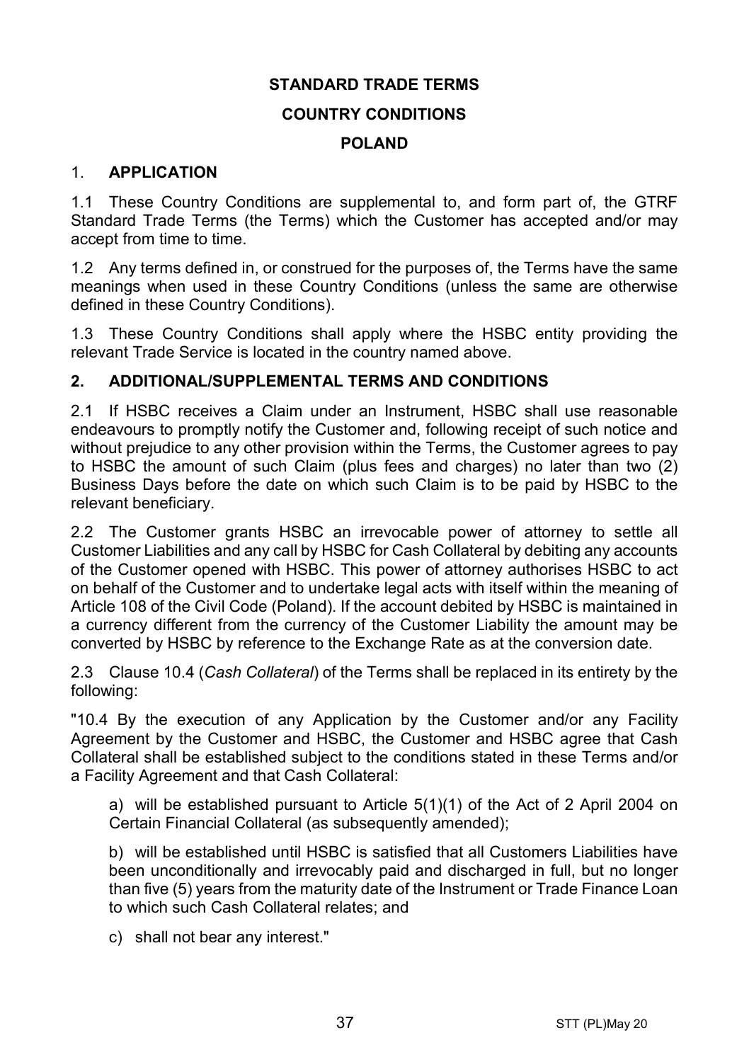# STANDARD TRADE TERMS

## COUNTRY CONDITIONS

## POLAND

## 1. APPLICATION

1.1 These Country Conditions are supplemental to, and form part of, the GTRF Standard Trade Terms (the Terms) which the Customer has accepted and/or may accept from time to time.

1.2 Any terms defined in, or construed for the purposes of, the Terms have the same meanings when used in these Country Conditions (unless the same are otherwise defined in these Country Conditions).

1.3 These Country Conditions shall apply where the HSBC entity providing the relevant Trade Service is located in the country named above.

## 2. ADDITIONAL/SUPPLEMENTAL TERMS AND CONDITIONS

2.1 If HSBC receives a Claim under an Instrument, HSBC shall use reasonable endeavours to promptly notify the Customer and, following receipt of such notice and without prejudice to any other provision within the Terms, the Customer agrees to pay to HSBC the amount of such Claim (plus fees and charges) no later than two (2) Business Days before the date on which such Claim is to be paid by HSBC to the relevant beneficiary.

2.2 The Customer grants HSBC an irrevocable power of attorney to settle all Customer Liabilities and any call by HSBC for Cash Collateral by debiting any accounts of the Customer opened with HSBC. This power of attorney authorises HSBC to act on behalf of the Customer and to undertake legal acts with itself within the meaning of Article 108 of the Civil Code (Poland). If the account debited by HSBC is maintained in a currency different from the currency of the Customer Liability the amount may be converted by HSBC by reference to the Exchange Rate as at the conversion date.

2.3 Clause 10.4 (*Cash Collateral*) of the Terms shall be replaced in its entirety by the following:

"10.4 By the execution of any Application by the Customer and/or any Facility Agreement by the Customer and HSBC, the Customer and HSBC agree that Cash Collateral shall be established subject to the conditions stated in these Terms and/or a Facility Agreement and that Cash Collateral:

a) will be established pursuant to Article 5(1)(1) of the Act of 2 April 2004 on Certain Financial Collateral (as subsequently amended);

b) will be established until HSBC is satisfied that all Customers Liabilities have been unconditionally and irrevocably paid and discharged in full, but no longer than five (5) years from the maturity date of the Instrument or Trade Finance Loan to which such Cash Collateral relates; and

c) shall not bear any interest."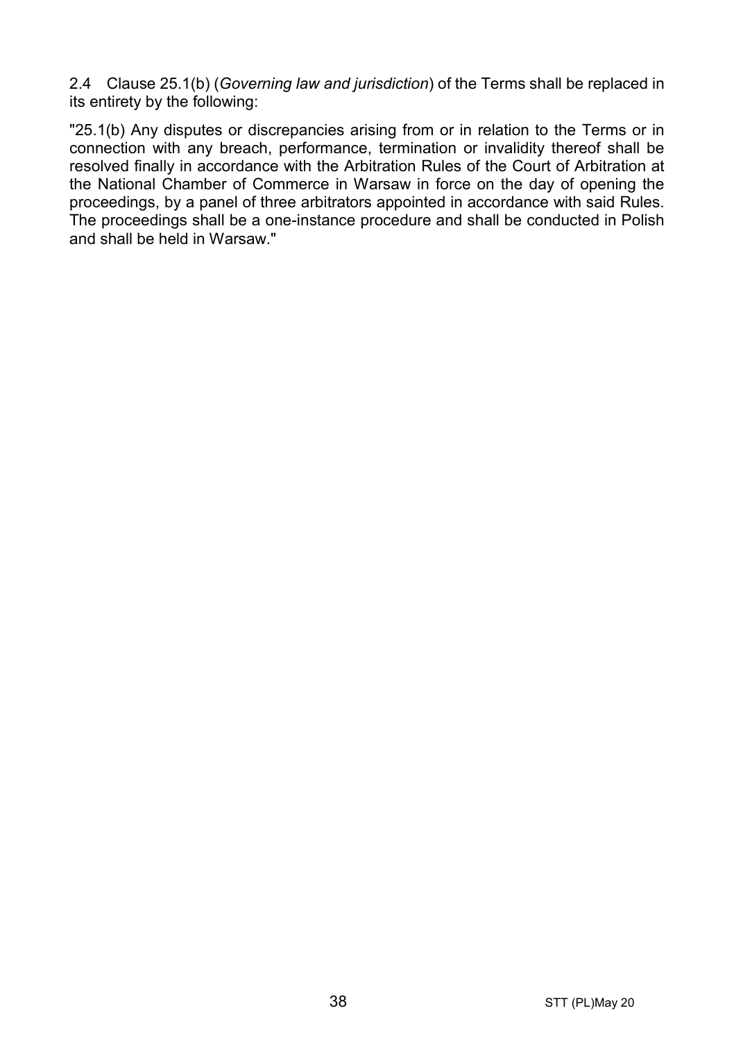2.4 Clause 25.1(b) (*Governing law and jurisdiction*) of the Terms shall be replaced in its entirety by the following:

"25.1(b) Any disputes or discrepancies arising from or in relation to the Terms or in connection with any breach, performance, termination or invalidity thereof shall be resolved finally in accordance with the Arbitration Rules of the Court of Arbitration at the National Chamber of Commerce in Warsaw in force on the day of opening the proceedings, by a panel of three arbitrators appointed in accordance with said Rules. The proceedings shall be a one-instance procedure and shall be conducted in Polish and shall be held in Warsaw."